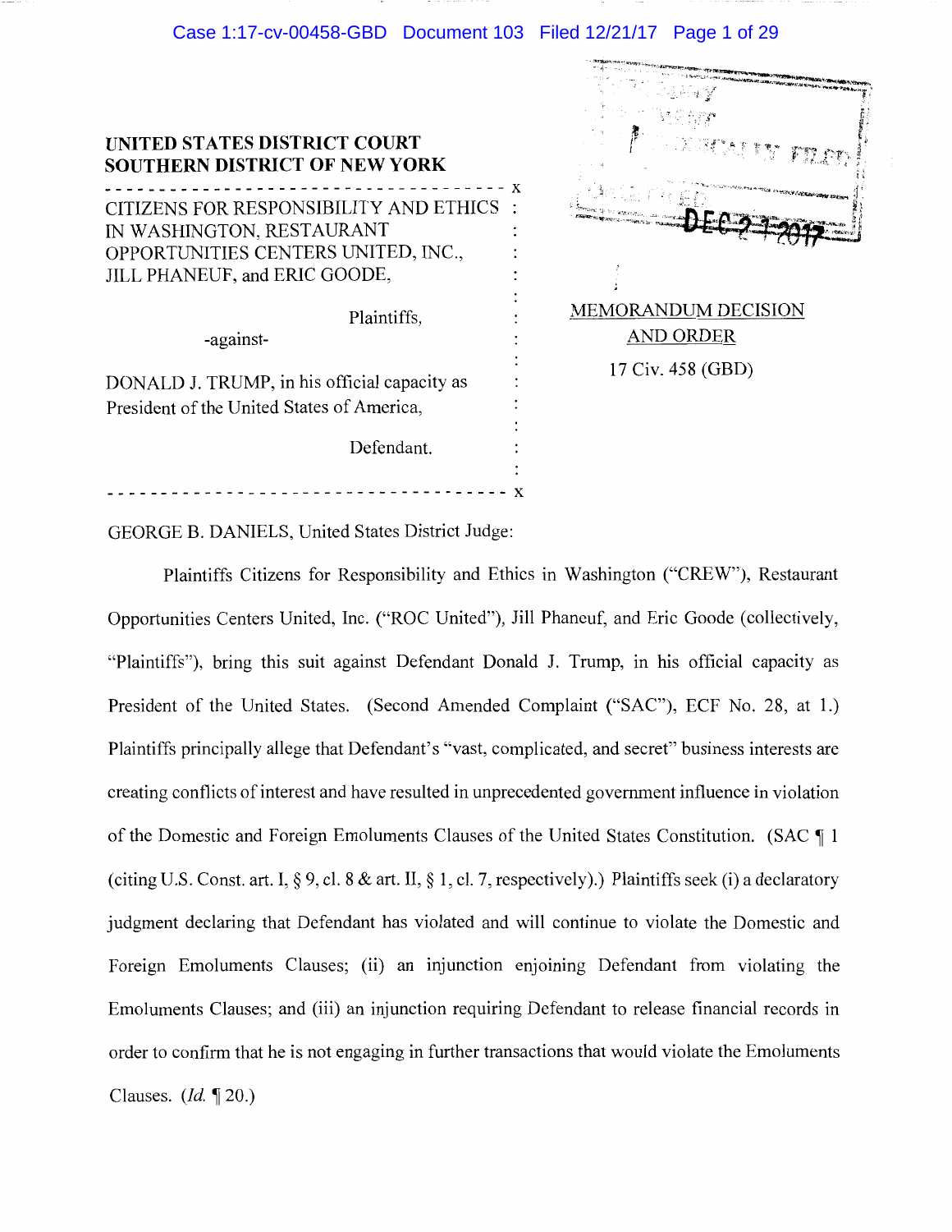**UNITED STATES DISTRICT COURT**
**SOUTHERN DISTRICT OF NEW YORK**

CITIZENS FOR RESPONSIBILITY AND ETHICS IN WASHINGTON, RESTAURANT OPPORTUNITIES CENTERS UNITED, INC., JILL PHANEUF, and ERIC GOODE,

Plaintiffs,

-against-

DONALD J. TRUMP, in his official capacity as President of the United States of America,

Defendant.

MEMORANDUM DECISION AND ORDER

17 Civ. 458 (GBD)

GEORGE B. DANIELS, United States District Judge:

Plaintiffs Citizens for Responsibility and Ethics in Washington ("CREW"), Restaurant Opportunities Centers United, Inc. ("ROC United"), Jill Phaneuf, and Eric Goode (collectively, "Plaintiffs"), bring this suit against Defendant Donald J. Trump, in his official capacity as President of the United States. (Second Amended Complaint ("SAC"), ECF No. 28, at 1.) Plaintiffs principally allege that Defendant's "vast, complicated, and secret" business interests are creating conflicts of interest and have resulted in unprecedented government influence in violation of the Domestic and Foreign Emoluments Clauses of the United States Constitution. (SAC ¶ 1 (citing U.S. Const. art. I, § 9, cl. 8 & art. II, § 1, cl. 7, respectively).) Plaintiffs seek (i) a declaratory judgment declaring that Defendant has violated and will continue to violate the Domestic and Foreign Emoluments Clauses; (ii) an injunction enjoining Defendant from violating the Emoluments Clauses; and (iii) an injunction requiring Defendant to release financial records in order to confirm that he is not engaging in further transactions that would violate the Emoluments Clauses. (*Id.* ¶ 20.)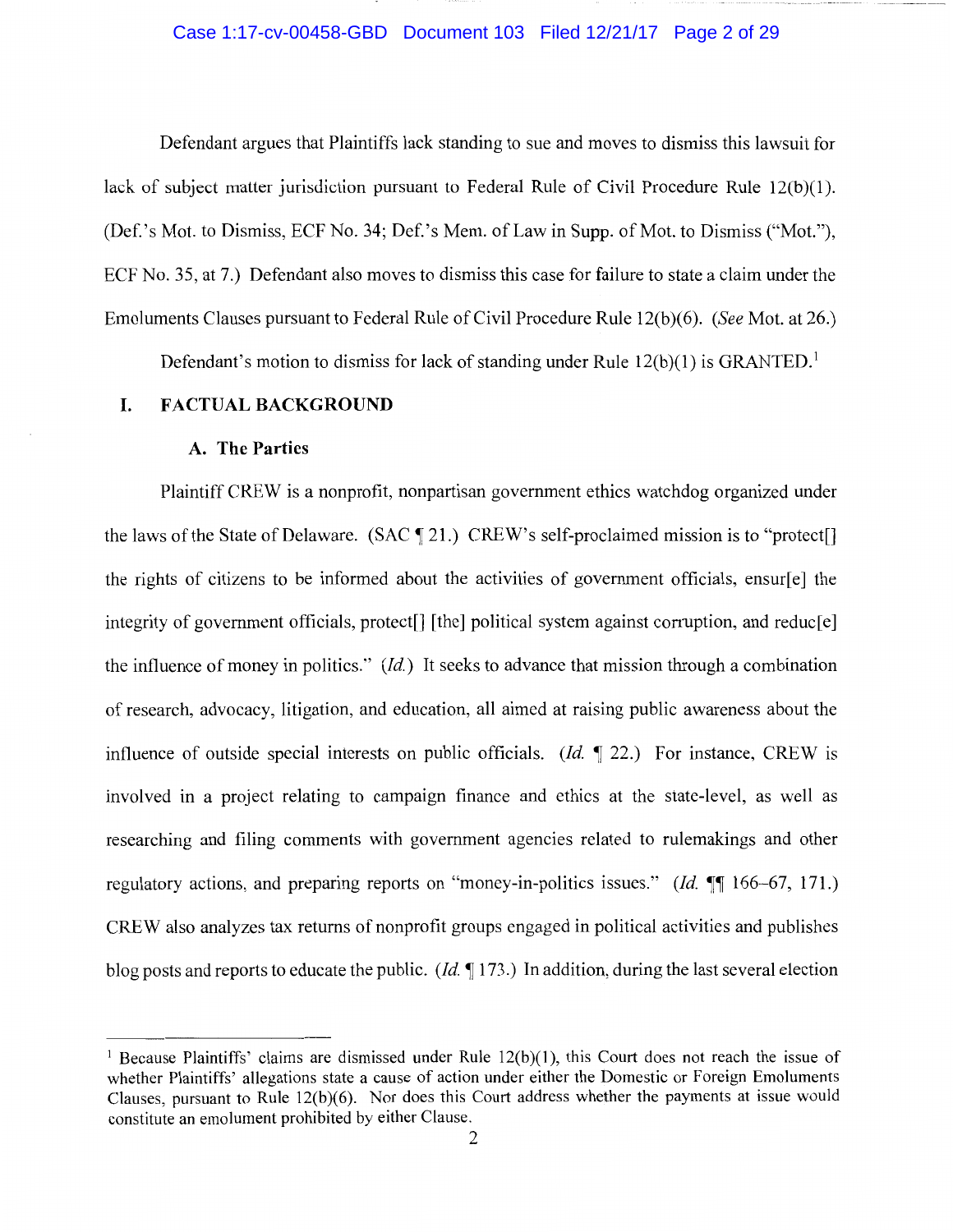Defendant argues that Plaintiffs lack standing to sue and moves to dismiss this lawsuit for lack of subject matter jurisdiction pursuant to Federal Rule of Civil Procedure Rule 12(b)(1). (Def.'s Mot. to Dismiss, ECF No. 34; Def.'s Mem. of Law in Supp. of Mot. to Dismiss ("Mot."), ECF No. 35, at 7.) Defendant also moves to dismiss this case for failure to state a claim under the Emoluments Clauses pursuant to Federal Rule of Civil Procedure Rule 12(b)(6). (*See* Mot. at 26.)

Defendant's motion to dismiss for lack of standing under Rule 12(b)(1) is GRANTED.[1]

## I. FACTUAL BACKGROUND

### A. The Parties

Plaintiff CREW is a nonprofit, nonpartisan government ethics watchdog organized under the laws of the State of Delaware. (SAC ¶ 21.) CREW's self-proclaimed mission is to "protect[] the rights of citizens to be informed about the activities of government officials, ensur[e] the integrity of government officials, protect[] [the] political system against corruption, and reduc[e] the influence of money in politics." (*Id.*) It seeks to advance that mission through a combination of research, advocacy, litigation, and education, all aimed at raising public awareness about the influence of outside special interests on public officials. (*Id.* ¶ 22.) For instance, CREW is involved in a project relating to campaign finance and ethics at the state-level, as well as researching and filing comments with government agencies related to rulemakings and other regulatory actions, and preparing reports on "money-in-politics issues." (*Id.* ¶¶ 166–67, 171.) CREW also analyzes tax returns of nonprofit groups engaged in political activities and publishes blog posts and reports to educate the public. (*Id.* ¶ 173.) In addition, during the last several election

---

[1] Because Plaintiffs' claims are dismissed under Rule 12(b)(1), this Court does not reach the issue of whether Plaintiffs' allegations state a cause of action under either the Domestic or Foreign Emoluments Clauses, pursuant to Rule 12(b)(6). Nor does this Court address whether the payments at issue would constitute an emolument prohibited by either Clause.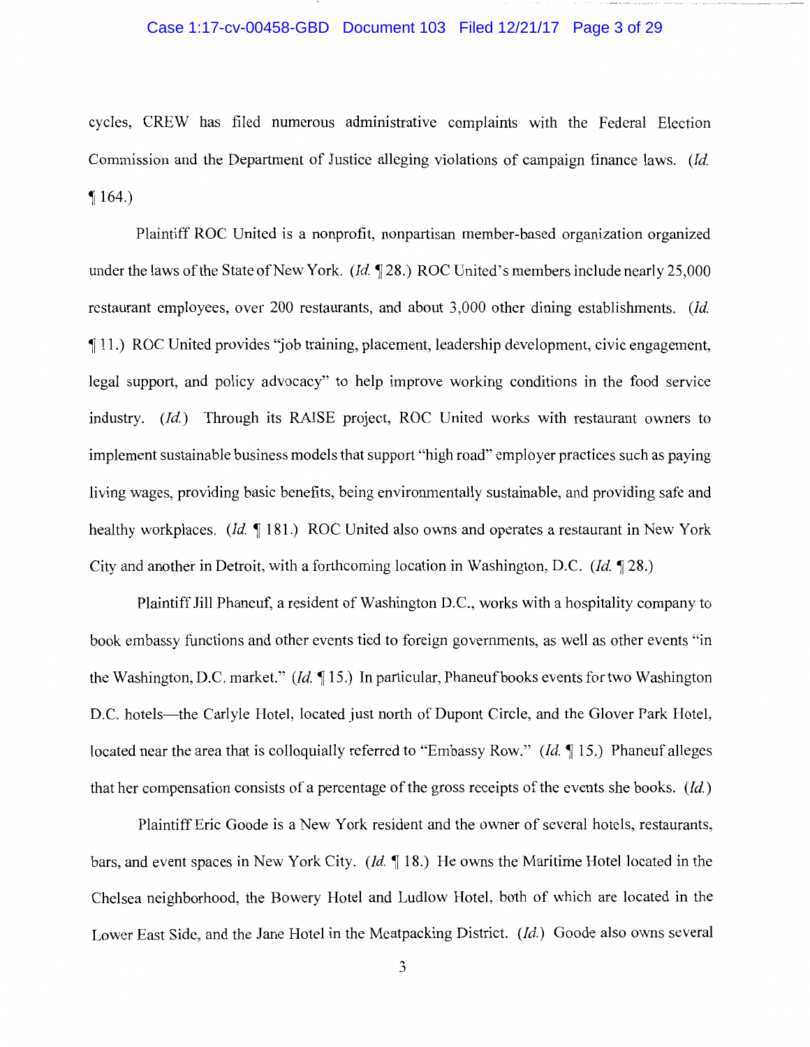cycles, CREW has filed numerous administrative complaints with the Federal Election Commission and the Department of Justice alleging violations of campaign finance laws. (*Id.* ¶ 164.)

Plaintiff ROC United is a nonprofit, nonpartisan member-based organization organized under the laws of the State of New York. (*Id.* ¶ 28.) ROC United's members include nearly 25,000 restaurant employees, over 200 restaurants, and about 3,000 other dining establishments. (*Id.* ¶ 11.) ROC United provides "job training, placement, leadership development, civic engagement, legal support, and policy advocacy" to help improve working conditions in the food service industry. (*Id.*) Through its RAISE project, ROC United works with restaurant owners to implement sustainable business models that support "high road" employer practices such as paying living wages, providing basic benefits, being environmentally sustainable, and providing safe and healthy workplaces. (*Id.* ¶ 181.) ROC United also owns and operates a restaurant in New York City and another in Detroit, with a forthcoming location in Washington, D.C. (*Id.* ¶ 28.)

Plaintiff Jill Phaneuf, a resident of Washington D.C., works with a hospitality company to book embassy functions and other events tied to foreign governments, as well as other events "in the Washington, D.C. market." (*Id.* ¶ 15.) In particular, Phaneuf books events for two Washington D.C. hotels—the Carlyle Hotel, located just north of Dupont Circle, and the Glover Park Hotel, located near the area that is colloquially referred to "Embassy Row." (*Id.* ¶ 15.) Phaneuf alleges that her compensation consists of a percentage of the gross receipts of the events she books. (*Id.*)

Plaintiff Eric Goode is a New York resident and the owner of several hotels, restaurants, bars, and event spaces in New York City. (*Id.* ¶ 18.) He owns the Maritime Hotel located in the Chelsea neighborhood, the Bowery Hotel and Ludlow Hotel, both of which are located in the Lower East Side, and the Jane Hotel in the Meatpacking District. (*Id.*) Goode also owns several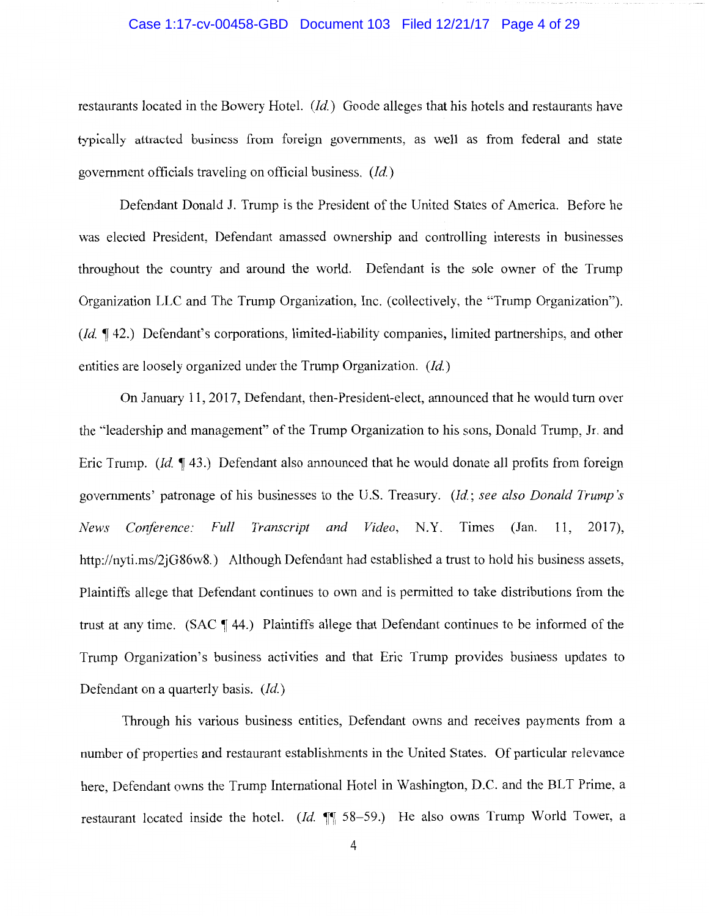restaurants located in the Bowery Hotel. (*Id.*) Goode alleges that his hotels and restaurants have typically attracted business from foreign governments, as well as from federal and state government officials traveling on official business. (*Id.*)

Defendant Donald J. Trump is the President of the United States of America. Before he was elected President, Defendant amassed ownership and controlling interests in businesses throughout the country and around the world. Defendant is the sole owner of the Trump Organization LLC and The Trump Organization, Inc. (collectively, the "Trump Organization"). (*Id.* ¶ 42.) Defendant's corporations, limited-liability companies, limited partnerships, and other entities are loosely organized under the Trump Organization. (*Id.*)

On January 11, 2017, Defendant, then-President-elect, announced that he would turn over the "leadership and management" of the Trump Organization to his sons, Donald Trump, Jr. and Eric Trump. (*Id.* ¶ 43.) Defendant also announced that he would donate all profits from foreign governments' patronage of his businesses to the U.S. Treasury. (*Id.*; *see also Donald Trump's News Conference: Full Transcript and Video*, N.Y. Times (Jan. 11, 2017), http://nyti.ms/2jG86w8.) Although Defendant had established a trust to hold his business assets, Plaintiffs allege that Defendant continues to own and is permitted to take distributions from the trust at any time. (SAC ¶ 44.) Plaintiffs allege that Defendant continues to be informed of the Trump Organization's business activities and that Eric Trump provides business updates to Defendant on a quarterly basis. (*Id.*)

Through his various business entities, Defendant owns and receives payments from a number of properties and restaurant establishments in the United States. Of particular relevance here, Defendant owns the Trump International Hotel in Washington, D.C. and the BLT Prime, a restaurant located inside the hotel. (*Id.* ¶¶ 58–59.) He also owns Trump World Tower, a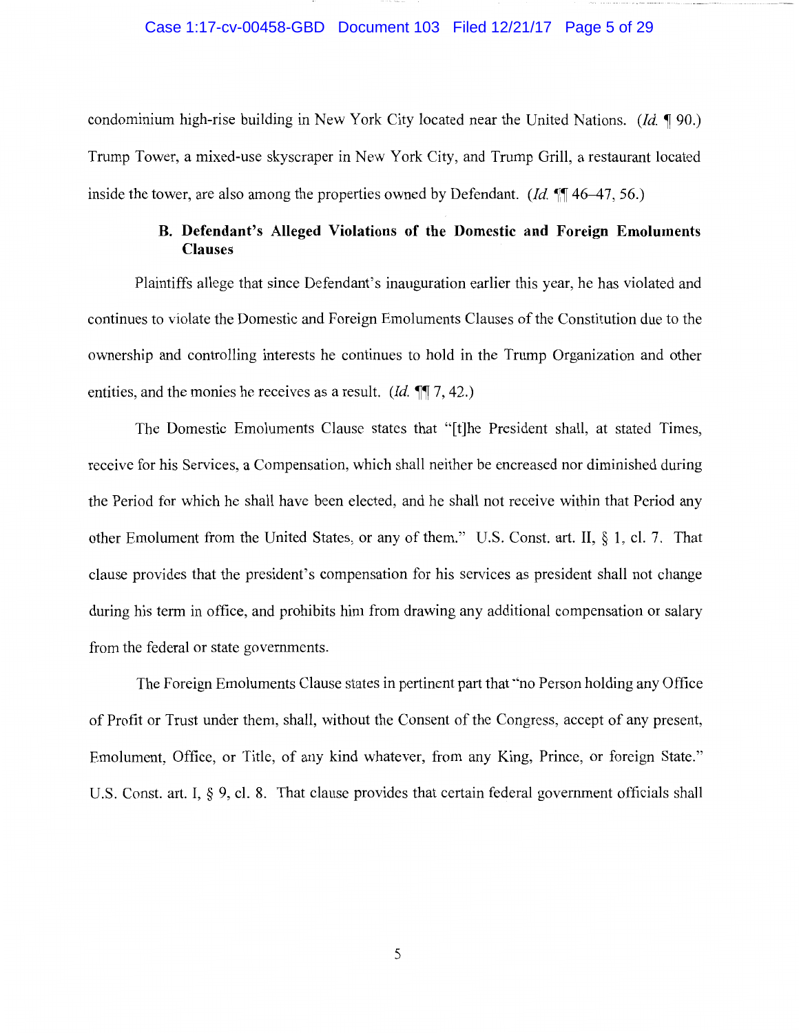condominium high-rise building in New York City located near the United Nations. (*Id.* ¶ 90.) Trump Tower, a mixed-use skyscraper in New York City, and Trump Grill, a restaurant located inside the tower, are also among the properties owned by Defendant. (*Id.* ¶¶ 46–47, 56.)

### B. Defendant's Alleged Violations of the Domestic and Foreign Emoluments Clauses

Plaintiffs allege that since Defendant's inauguration earlier this year, he has violated and continues to violate the Domestic and Foreign Emoluments Clauses of the Constitution due to the ownership and controlling interests he continues to hold in the Trump Organization and other entities, and the monies he receives as a result. (*Id.* ¶¶ 7, 42.)

The Domestic Emoluments Clause states that "[t]he President shall, at stated Times, receive for his Services, a Compensation, which shall neither be encreased nor diminished during the Period for which he shall have been elected, and he shall not receive within that Period any other Emolument from the United States, or any of them." U.S. Const. art. II, § 1, cl. 7. That clause provides that the president's compensation for his services as president shall not change during his term in office, and prohibits him from drawing any additional compensation or salary from the federal or state governments.

The Foreign Emoluments Clause states in pertinent part that "no Person holding any Office of Profit or Trust under them, shall, without the Consent of the Congress, accept of any present, Emolument, Office, or Title, of any kind whatever, from any King, Prince, or foreign State." U.S. Const. art. I, § 9, cl. 8. That clause provides that certain federal government officials shall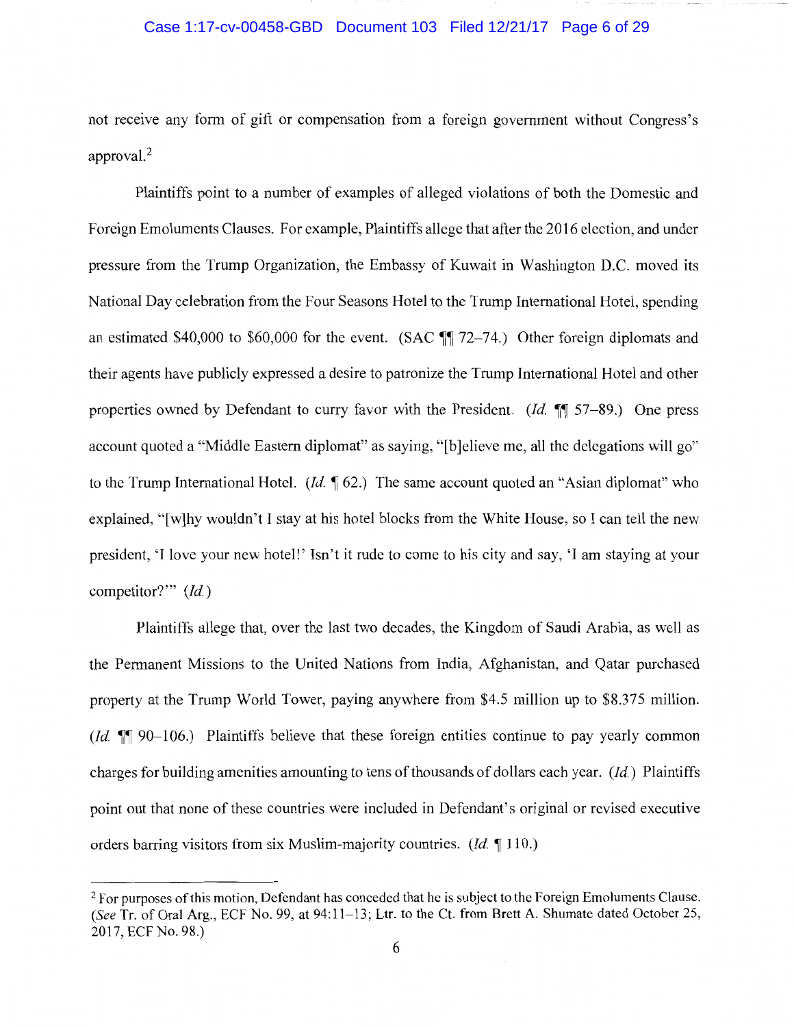not receive any form of gift or compensation from a foreign government without Congress's approval.[2]

Plaintiffs point to a number of examples of alleged violations of both the Domestic and Foreign Emoluments Clauses. For example, Plaintiffs allege that after the 2016 election, and under pressure from the Trump Organization, the Embassy of Kuwait in Washington D.C. moved its National Day celebration from the Four Seasons Hotel to the Trump International Hotel, spending an estimated $40,000 to $60,000 for the event. (SAC ¶¶ 72–74.) Other foreign diplomats and their agents have publicly expressed a desire to patronize the Trump International Hotel and other properties owned by Defendant to curry favor with the President. (*Id.* ¶¶ 57–89.) One press account quoted a "Middle Eastern diplomat" as saying, "[b]elieve me, all the delegations will go" to the Trump International Hotel. (*Id.* ¶ 62.) The same account quoted an "Asian diplomat" who explained, "[w]hy wouldn't I stay at his hotel blocks from the White House, so I can tell the new president, 'I love your new hotel!' Isn't it rude to come to his city and say, 'I am staying at your competitor?'" (*Id.*)

Plaintiffs allege that, over the last two decades, the Kingdom of Saudi Arabia, as well as the Permanent Missions to the United Nations from India, Afghanistan, and Qatar purchased property at the Trump World Tower, paying anywhere from $4.5 million up to $8.375 million. (*Id.* ¶¶ 90–106.) Plaintiffs believe that these foreign entities continue to pay yearly common charges for building amenities amounting to tens of thousands of dollars each year. (*Id.*) Plaintiffs point out that none of these countries were included in Defendant's original or revised executive orders barring visitors from six Muslim-majority countries. (*Id.* ¶ 110.)

---

[2] For purposes of this motion, Defendant has conceded that he is subject to the Foreign Emoluments Clause. (*See* Tr. of Oral Arg., ECF No. 99, at 94:11–13; Ltr. to the Ct. from Brett A. Shumate dated October 25, 2017, ECF No. 98.)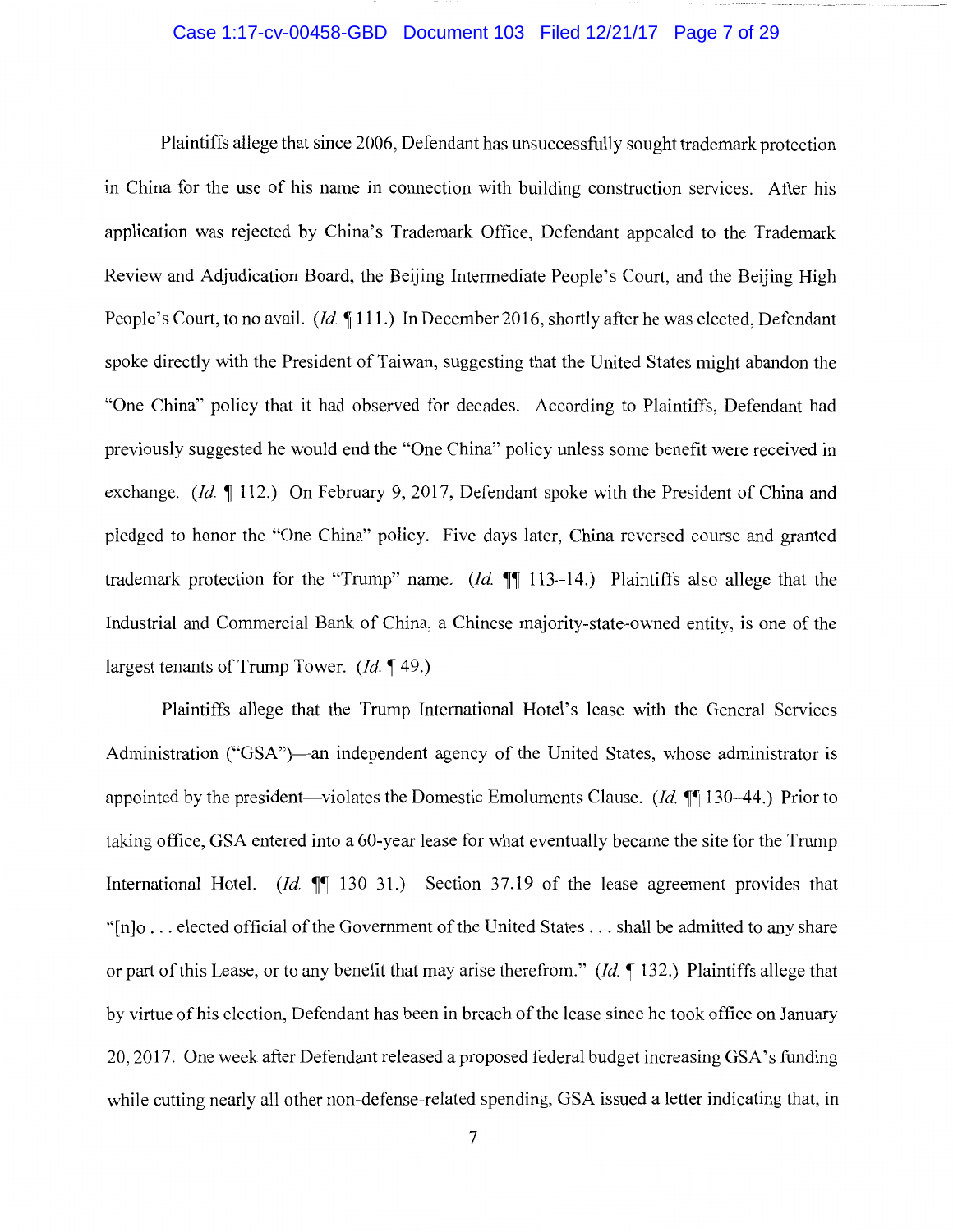Plaintiffs allege that since 2006, Defendant has unsuccessfully sought trademark protection in China for the use of his name in connection with building construction services. After his application was rejected by China's Trademark Office, Defendant appealed to the Trademark Review and Adjudication Board, the Beijing Intermediate People's Court, and the Beijing High People's Court, to no avail. (*Id.* ¶ 111.) In December 2016, shortly after he was elected, Defendant spoke directly with the President of Taiwan, suggesting that the United States might abandon the "One China" policy that it had observed for decades. According to Plaintiffs, Defendant had previously suggested he would end the "One China" policy unless some benefit were received in exchange. (*Id.* ¶ 112.) On February 9, 2017, Defendant spoke with the President of China and pledged to honor the "One China" policy. Five days later, China reversed course and granted trademark protection for the "Trump" name. (*Id.* ¶¶ 113–14.) Plaintiffs also allege that the Industrial and Commercial Bank of China, a Chinese majority-state-owned entity, is one of the largest tenants of Trump Tower. (*Id.* ¶ 49.)

Plaintiffs allege that the Trump International Hotel's lease with the General Services Administration ("GSA")—an independent agency of the United States, whose administrator is appointed by the president—violates the Domestic Emoluments Clause. (*Id.* ¶¶ 130–44.) Prior to taking office, GSA entered into a 60-year lease for what eventually became the site for the Trump International Hotel. (*Id.* ¶¶ 130–31.) Section 37.19 of the lease agreement provides that "[n]o . . . elected official of the Government of the United States . . . shall be admitted to any share or part of this Lease, or to any benefit that may arise therefrom." (*Id.* ¶ 132.) Plaintiffs allege that by virtue of his election, Defendant has been in breach of the lease since he took office on January 20, 2017. One week after Defendant released a proposed federal budget increasing GSA's funding while cutting nearly all other non-defense-related spending, GSA issued a letter indicating that, in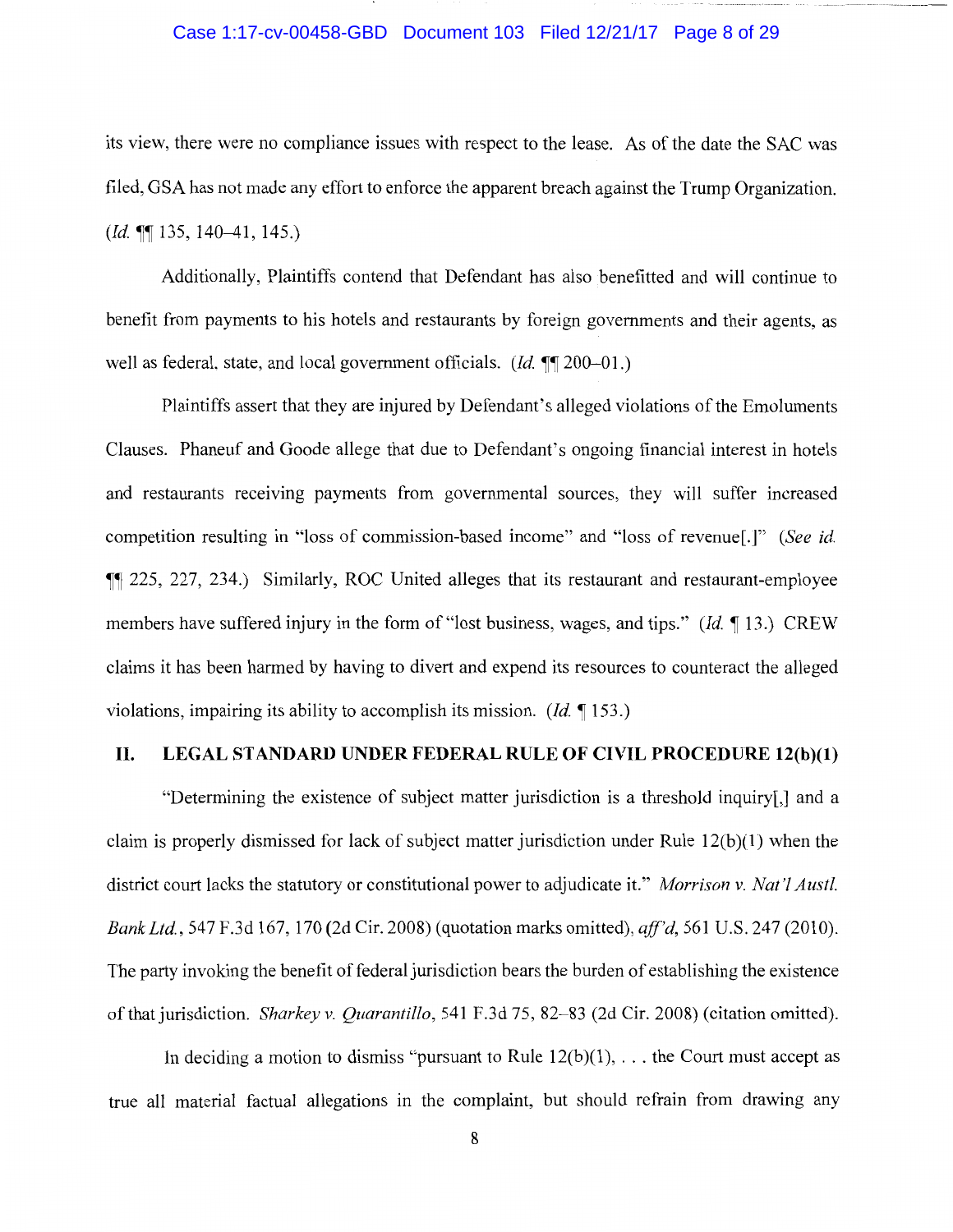its view, there were no compliance issues with respect to the lease. As of the date the SAC was filed, GSA has not made any effort to enforce the apparent breach against the Trump Organization. (*Id.* ¶¶ 135, 140–41, 145.)

Additionally, Plaintiffs contend that Defendant has also benefitted and will continue to benefit from payments to his hotels and restaurants by foreign governments and their agents, as well as federal, state, and local government officials. (*Id.* ¶¶ 200–01.)

Plaintiffs assert that they are injured by Defendant's alleged violations of the Emoluments Clauses. Phaneuf and Goode allege that due to Defendant's ongoing financial interest in hotels and restaurants receiving payments from governmental sources, they will suffer increased competition resulting in "loss of commission-based income" and "loss of revenue[.]" (*See id.* ¶¶ 225, 227, 234.) Similarly, ROC United alleges that its restaurant and restaurant-employee members have suffered injury in the form of "lost business, wages, and tips." (*Id.* ¶ 13.) CREW claims it has been harmed by having to divert and expend its resources to counteract the alleged violations, impairing its ability to accomplish its mission. (*Id.* ¶ 153.)

## II. LEGAL STANDARD UNDER FEDERAL RULE OF CIVIL PROCEDURE 12(b)(1)

"Determining the existence of subject matter jurisdiction is a threshold inquiry[,] and a claim is properly dismissed for lack of subject matter jurisdiction under Rule 12(b)(1) when the district court lacks the statutory or constitutional power to adjudicate it." *Morrison v. Nat'l Austl. Bank Ltd.*, 547 F.3d 167, 170 (2d Cir. 2008) (quotation marks omitted), *aff'd*, 561 U.S. 247 (2010). The party invoking the benefit of federal jurisdiction bears the burden of establishing the existence of that jurisdiction. *Sharkey v. Quarantillo*, 541 F.3d 75, 82–83 (2d Cir. 2008) (citation omitted).

In deciding a motion to dismiss "pursuant to Rule 12(b)(1), . . . the Court must accept as true all material factual allegations in the complaint, but should refrain from drawing any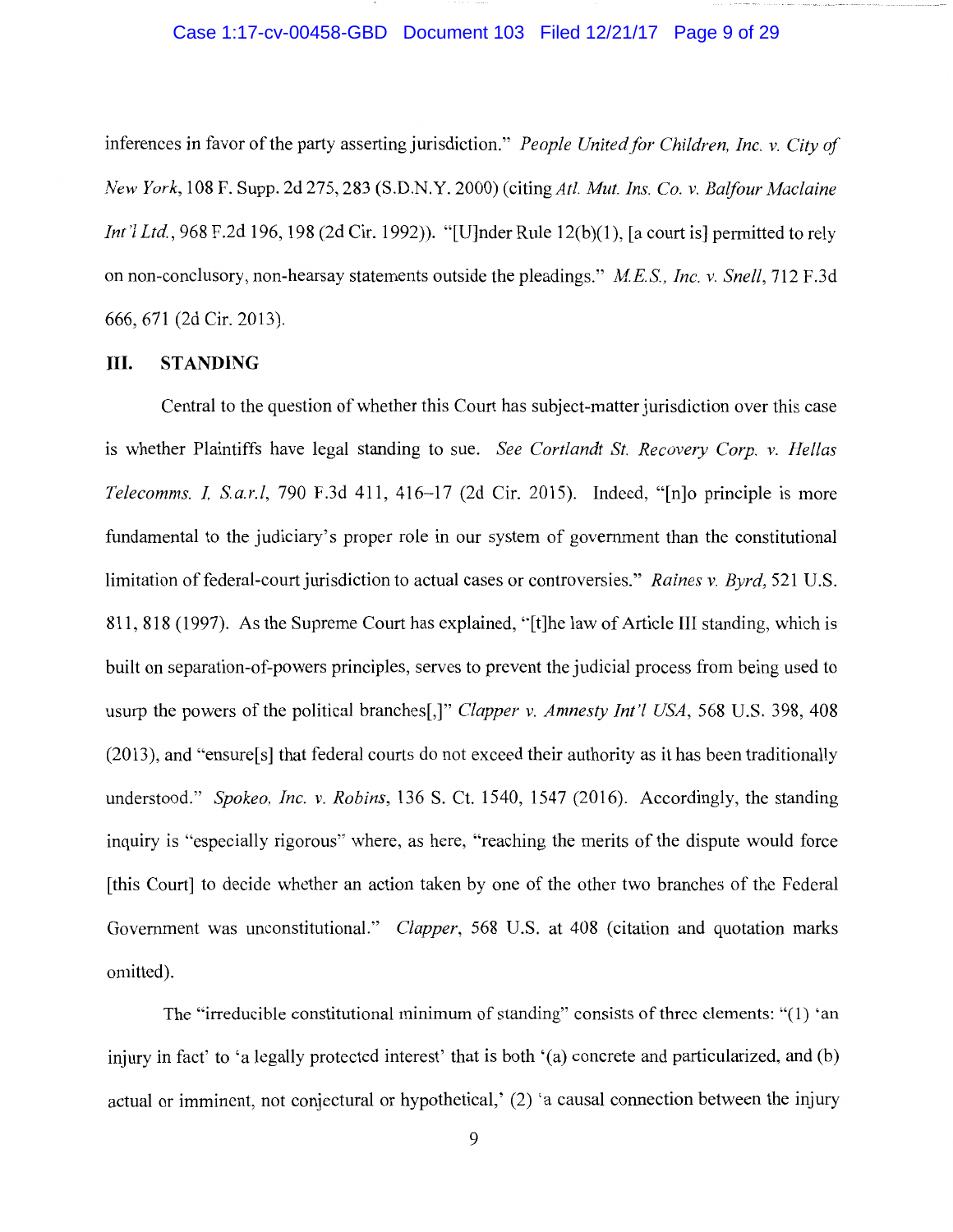inferences in favor of the party asserting jurisdiction." *People United for Children, Inc. v. City of New York*, 108 F. Supp. 2d 275, 283 (S.D.N.Y. 2000) (citing *Atl. Mut. Ins. Co. v. Balfour Maclaine Int'l Ltd.*, 968 F.2d 196, 198 (2d Cir. 1992)). "[U]nder Rule 12(b)(1), [a court is] permitted to rely on non-conclusory, non-hearsay statements outside the pleadings." *M.E.S., Inc. v. Snell*, 712 F.3d 666, 671 (2d Cir. 2013).

## III. STANDING

Central to the question of whether this Court has subject-matter jurisdiction over this case is whether Plaintiffs have legal standing to sue. *See Cortlandt St. Recovery Corp. v. Hellas Telecomms. I, S.a.r.l*, 790 F.3d 411, 416–17 (2d Cir. 2015). Indeed, "[n]o principle is more fundamental to the judiciary's proper role in our system of government than the constitutional limitation of federal-court jurisdiction to actual cases or controversies." *Raines v. Byrd*, 521 U.S. 811, 818 (1997). As the Supreme Court has explained, "[t]he law of Article III standing, which is built on separation-of-powers principles, serves to prevent the judicial process from being used to usurp the powers of the political branches[,]" *Clapper v. Amnesty Int'l USA*, 568 U.S. 398, 408 (2013), and "ensure[s] that federal courts do not exceed their authority as it has been traditionally understood." *Spokeo, Inc. v. Robins*, 136 S. Ct. 1540, 1547 (2016). Accordingly, the standing inquiry is "especially rigorous" where, as here, "reaching the merits of the dispute would force [this Court] to decide whether an action taken by one of the other two branches of the Federal Government was unconstitutional." *Clapper*, 568 U.S. at 408 (citation and quotation marks omitted).

The "irreducible constitutional minimum of standing" consists of three elements: "(1) 'an injury in fact' to 'a legally protected interest' that is both '(a) concrete and particularized, and (b) actual or imminent, not conjectural or hypothetical,' (2) 'a causal connection between the injury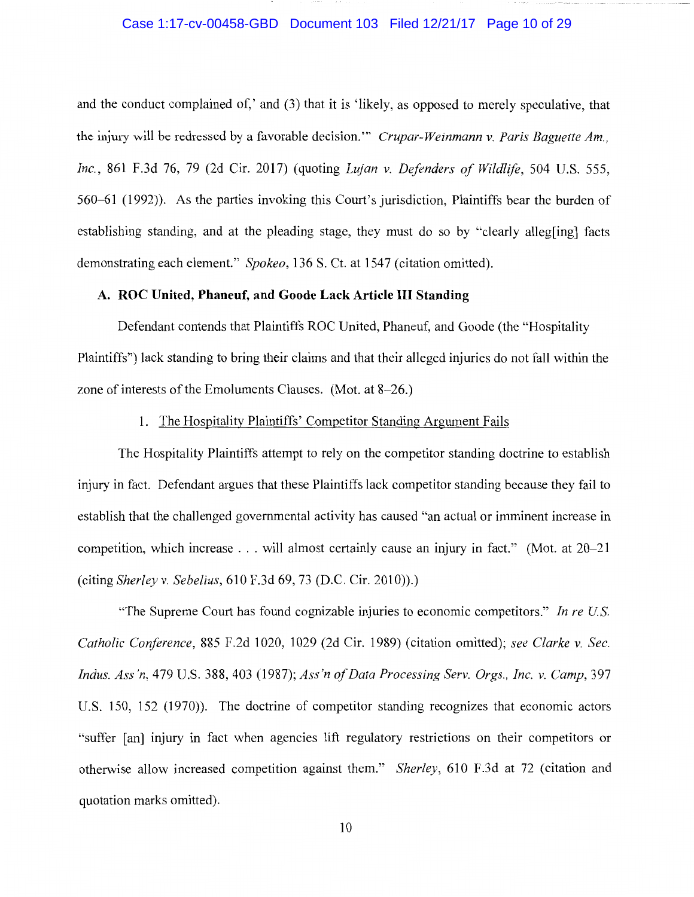and the conduct complained of,' and (3) that it is 'likely, as opposed to merely speculative, that the injury will be redressed by a favorable decision.'" *Crupar-Weinmann v. Paris Baguette Am., Inc.*, 861 F.3d 76, 79 (2d Cir. 2017) (quoting *Lujan v. Defenders of Wildlife*, 504 U.S. 555, 560–61 (1992)). As the parties invoking this Court's jurisdiction, Plaintiffs bear the burden of establishing standing, and at the pleading stage, they must do so by "clearly alleg[ing] facts demonstrating each element." *Spokeo*, 136 S. Ct. at 1547 (citation omitted).

### A. ROC United, Phaneuf, and Goode Lack Article III Standing

Defendant contends that Plaintiffs ROC United, Phaneuf, and Goode (the "Hospitality Plaintiffs") lack standing to bring their claims and that their alleged injuries do not fall within the zone of interests of the Emoluments Clauses. (Mot. at 8–26.)

#### 1. The Hospitality Plaintiffs' Competitor Standing Argument Fails

The Hospitality Plaintiffs attempt to rely on the competitor standing doctrine to establish injury in fact. Defendant argues that these Plaintiffs lack competitor standing because they fail to establish that the challenged governmental activity has caused "an actual or imminent increase in competition, which increase . . . will almost certainly cause an injury in fact." (Mot. at 20–21 (citing *Sherley v. Sebelius*, 610 F.3d 69, 73 (D.C. Cir. 2010)).)

"The Supreme Court has found cognizable injuries to economic competitors." *In re U.S. Catholic Conference*, 885 F.2d 1020, 1029 (2d Cir. 1989) (citation omitted); *see Clarke v. Sec. Indus. Ass'n*, 479 U.S. 388, 403 (1987); *Ass'n of Data Processing Serv. Orgs., Inc. v. Camp*, 397 U.S. 150, 152 (1970)). The doctrine of competitor standing recognizes that economic actors "suffer [an] injury in fact when agencies lift regulatory restrictions on their competitors or otherwise allow increased competition against them." *Sherley*, 610 F.3d at 72 (citation and quotation marks omitted).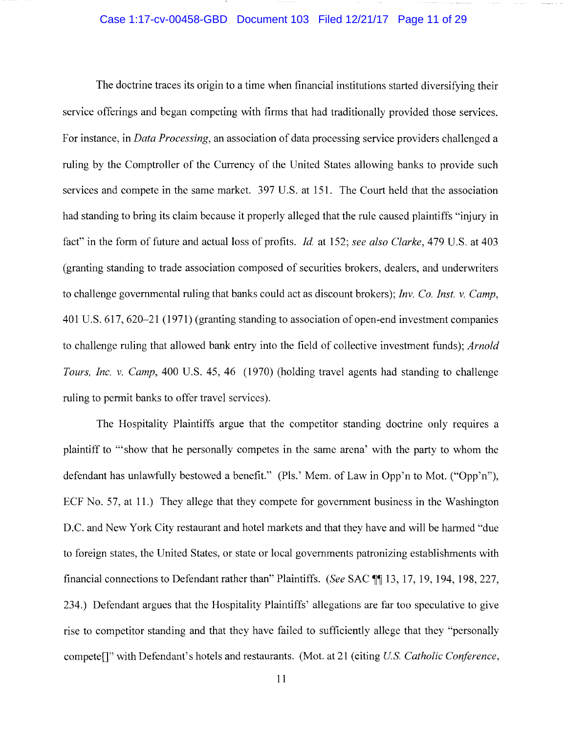The doctrine traces its origin to a time when financial institutions started diversifying their service offerings and began competing with firms that had traditionally provided those services. For instance, in *Data Processing*, an association of data processing service providers challenged a ruling by the Comptroller of the Currency of the United States allowing banks to provide such services and compete in the same market. 397 U.S. at 151. The Court held that the association had standing to bring its claim because it properly alleged that the rule caused plaintiffs "injury in fact" in the form of future and actual loss of profits. *Id.* at 152; *see also Clarke*, 479 U.S. at 403 (granting standing to trade association composed of securities brokers, dealers, and underwriters to challenge governmental ruling that banks could act as discount brokers); *Inv. Co. Inst. v. Camp*, 401 U.S. 617, 620–21 (1971) (granting standing to association of open-end investment companies to challenge ruling that allowed bank entry into the field of collective investment funds); *Arnold Tours, Inc. v. Camp*, 400 U.S. 45, 46 (1970) (holding travel agents had standing to challenge ruling to permit banks to offer travel services).

The Hospitality Plaintiffs argue that the competitor standing doctrine only requires a plaintiff to "'show that he personally competes in the same arena' with the party to whom the defendant has unlawfully bestowed a benefit." (Pls.' Mem. of Law in Opp'n to Mot. ("Opp'n"), ECF No. 57, at 11.) They allege that they compete for government business in the Washington D.C. and New York City restaurant and hotel markets and that they have and will be harmed "due to foreign states, the United States, or state or local governments patronizing establishments with financial connections to Defendant rather than" Plaintiffs. (*See* SAC ¶¶ 13, 17, 19, 194, 198, 227, 234.) Defendant argues that the Hospitality Plaintiffs' allegations are far too speculative to give rise to competitor standing and that they have failed to sufficiently allege that they "personally compete[]" with Defendant's hotels and restaurants. (Mot. at 21 (citing *U.S. Catholic Conference*,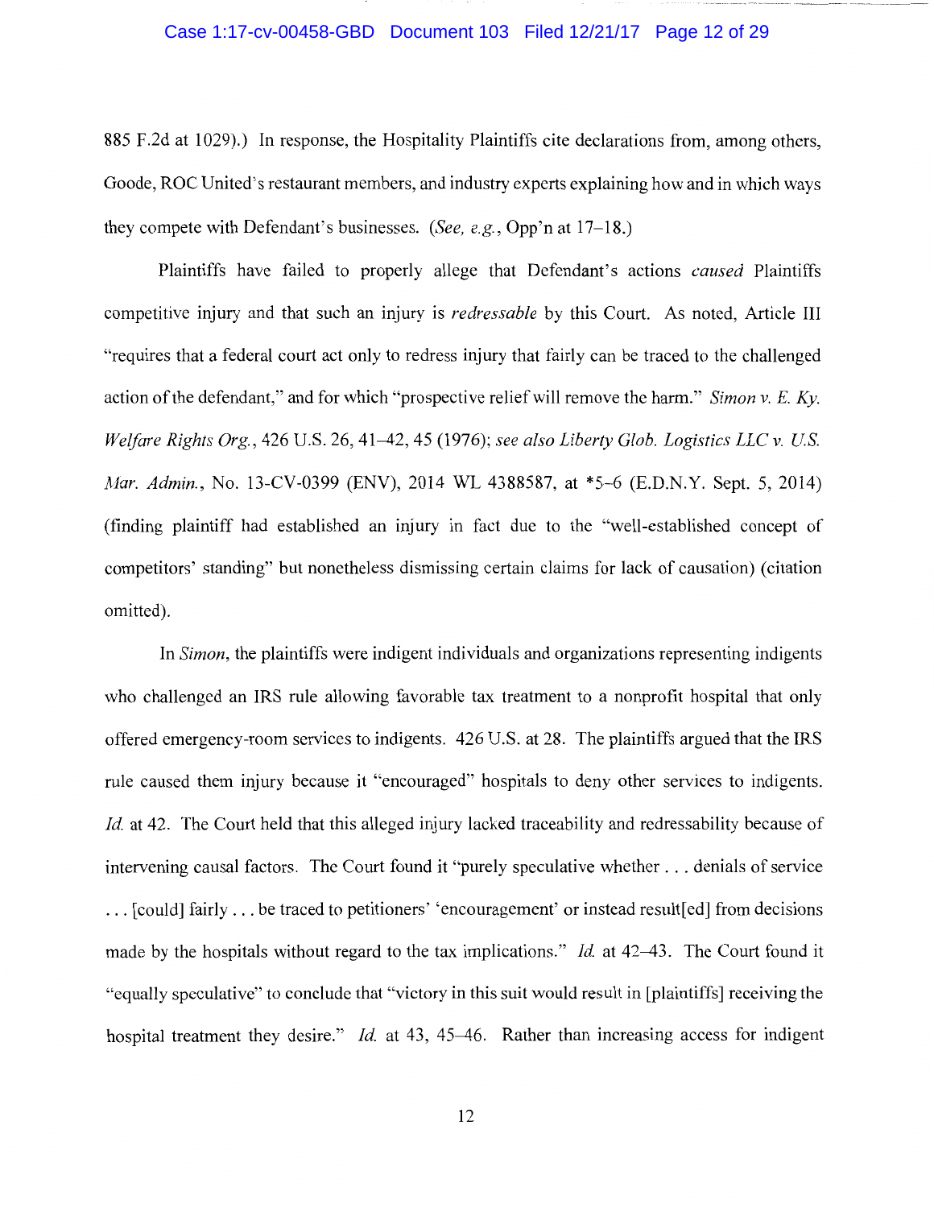885 F.2d at 1029).) In response, the Hospitality Plaintiffs cite declarations from, among others, Goode, ROC United's restaurant members, and industry experts explaining how and in which ways they compete with Defendant's businesses. (*See, e.g.*, Opp'n at 17–18.)

Plaintiffs have failed to properly allege that Defendant's actions *caused* Plaintiffs competitive injury and that such an injury is *redressable* by this Court. As noted, Article III "requires that a federal court act only to redress injury that fairly can be traced to the challenged action of the defendant," and for which "prospective relief will remove the harm." *Simon v. E. Ky. Welfare Rights Org.*, 426 U.S. 26, 41–42, 45 (1976); *see also Liberty Glob. Logistics LLC v. U.S. Mar. Admin.*, No. 13-CV-0399 (ENV), 2014 WL 4388587, at *5–6 (E.D.N.Y. Sept. 5, 2014) (finding plaintiff had established an injury in fact due to the "well-established concept of competitors' standing" but nonetheless dismissing certain claims for lack of causation) (citation omitted).

In *Simon*, the plaintiffs were indigent individuals and organizations representing indigents who challenged an IRS rule allowing favorable tax treatment to a nonprofit hospital that only offered emergency-room services to indigents. 426 U.S. at 28. The plaintiffs argued that the IRS rule caused them injury because it "encouraged" hospitals to deny other services to indigents. *Id.* at 42. The Court held that this alleged injury lacked traceability and redressability because of intervening causal factors. The Court found it "purely speculative whether . . . denials of service . . . [could] fairly . . . be traced to petitioners' 'encouragement' or instead result[ed] from decisions made by the hospitals without regard to the tax implications." *Id.* at 42–43. The Court found it "equally speculative" to conclude that "victory in this suit would result in [plaintiffs] receiving the hospital treatment they desire." *Id.* at 43, 45–46. Rather than increasing access for indigent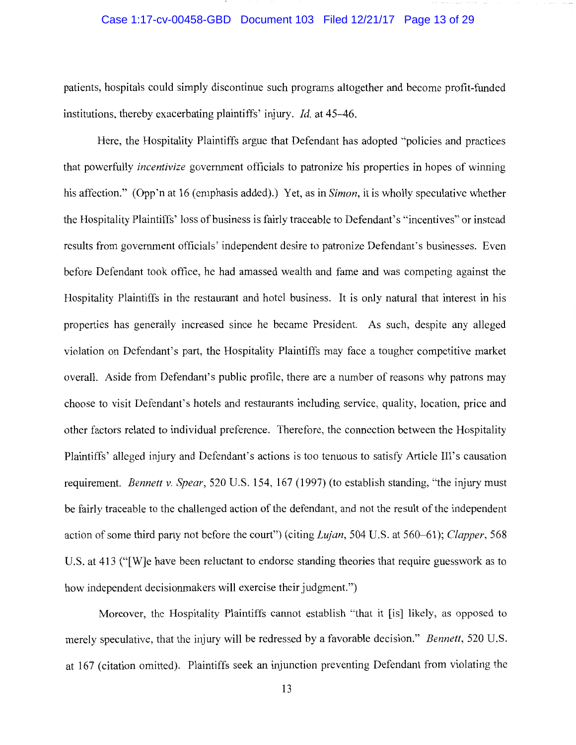patients, hospitals could simply discontinue such programs altogether and become profit-funded institutions, thereby exacerbating plaintiffs' injury. *Id.* at 45–46.

Here, the Hospitality Plaintiffs argue that Defendant has adopted "policies and practices that powerfully *incentivize* government officials to patronize his properties in hopes of winning his affection." (Opp'n at 16 (emphasis added).) Yet, as in *Simon*, it is wholly speculative whether the Hospitality Plaintiffs' loss of business is fairly traceable to Defendant's "incentives" or instead results from government officials' independent desire to patronize Defendant's businesses. Even before Defendant took office, he had amassed wealth and fame and was competing against the Hospitality Plaintiffs in the restaurant and hotel business. It is only natural that interest in his properties has generally increased since he became President. As such, despite any alleged violation on Defendant's part, the Hospitality Plaintiffs may face a tougher competitive market overall. Aside from Defendant's public profile, there are a number of reasons why patrons may choose to visit Defendant's hotels and restaurants including service, quality, location, price and other factors related to individual preference. Therefore, the connection between the Hospitality Plaintiffs' alleged injury and Defendant's actions is too tenuous to satisfy Article III's causation requirement. *Bennett v. Spear*, 520 U.S. 154, 167 (1997) (to establish standing, "the injury must be fairly traceable to the challenged action of the defendant, and not the result of the independent action of some third party not before the court") (citing *Lujan*, 504 U.S. at 560–61); *Clapper*, 568 U.S. at 413 ("[W]e have been reluctant to endorse standing theories that require guesswork as to how independent decisionmakers will exercise their judgment.")

Moreover, the Hospitality Plaintiffs cannot establish "that it [is] likely, as opposed to merely speculative, that the injury will be redressed by a favorable decision." *Bennett*, 520 U.S. at 167 (citation omitted). Plaintiffs seek an injunction preventing Defendant from violating the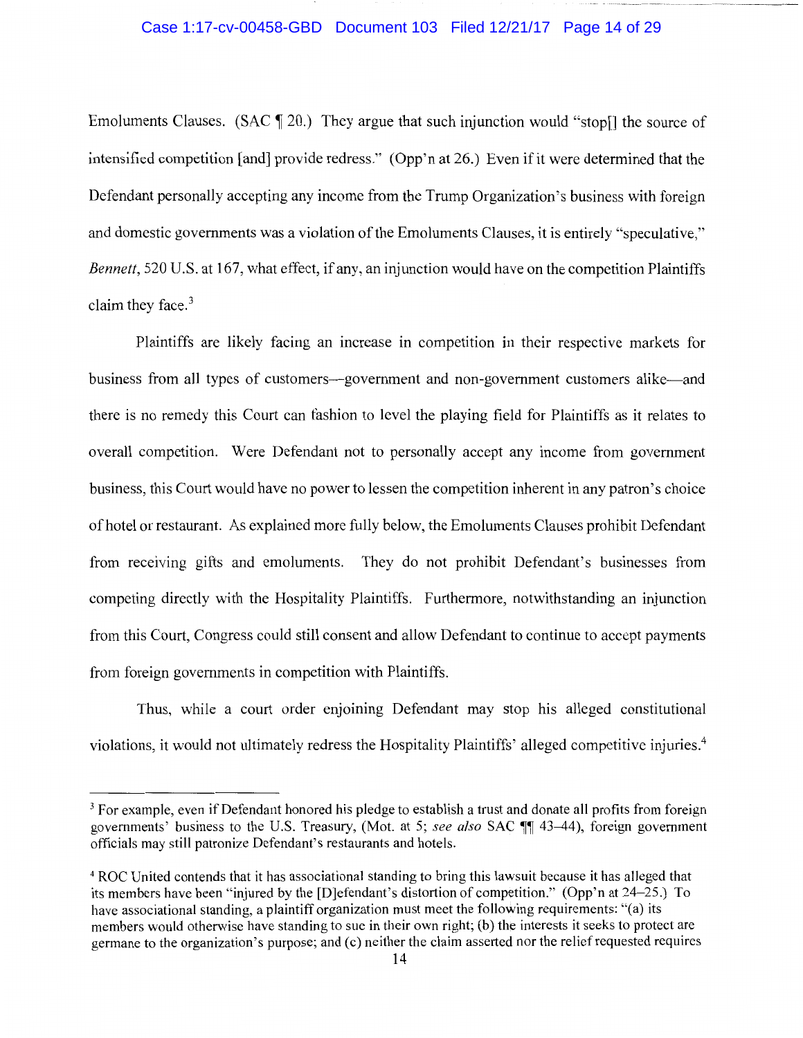Emoluments Clauses. (SAC ¶ 20.) They argue that such injunction would "stop[] the source of intensified competition [and] provide redress." (Opp'n at 26.) Even if it were determined that the Defendant personally accepting any income from the Trump Organization's business with foreign and domestic governments was a violation of the Emoluments Clauses, it is entirely "speculative," *Bennett*, 520 U.S. at 167, what effect, if any, an injunction would have on the competition Plaintiffs claim they face.[3]

Plaintiffs are likely facing an increase in competition in their respective markets for business from all types of customers—government and non-government customers alike—and there is no remedy this Court can fashion to level the playing field for Plaintiffs as it relates to overall competition. Were Defendant not to personally accept any income from government business, this Court would have no power to lessen the competition inherent in any patron's choice of hotel or restaurant. As explained more fully below, the Emoluments Clauses prohibit Defendant from receiving gifts and emoluments. They do not prohibit Defendant's businesses from competing directly with the Hospitality Plaintiffs. Furthermore, notwithstanding an injunction from this Court, Congress could still consent and allow Defendant to continue to accept payments from foreign governments in competition with Plaintiffs.

Thus, while a court order enjoining Defendant may stop his alleged constitutional violations, it would not ultimately redress the Hospitality Plaintiffs' alleged competitive injuries.[4]

---

[3] For example, even if Defendant honored his pledge to establish a trust and donate all profits from foreign governments' business to the U.S. Treasury, (Mot. at 5; *see also* SAC ¶¶ 43–44), foreign government officials may still patronize Defendant's restaurants and hotels.

[4] ROC United contends that it has associational standing to bring this lawsuit because it has alleged that its members have been "injured by the [D]efendant's distortion of competition." (Opp'n at 24–25.) To have associational standing, a plaintiff organization must meet the following requirements: "(a) its members would otherwise have standing to sue in their own right; (b) the interests it seeks to protect are germane to the organization's purpose; and (c) neither the claim asserted nor the relief requested requires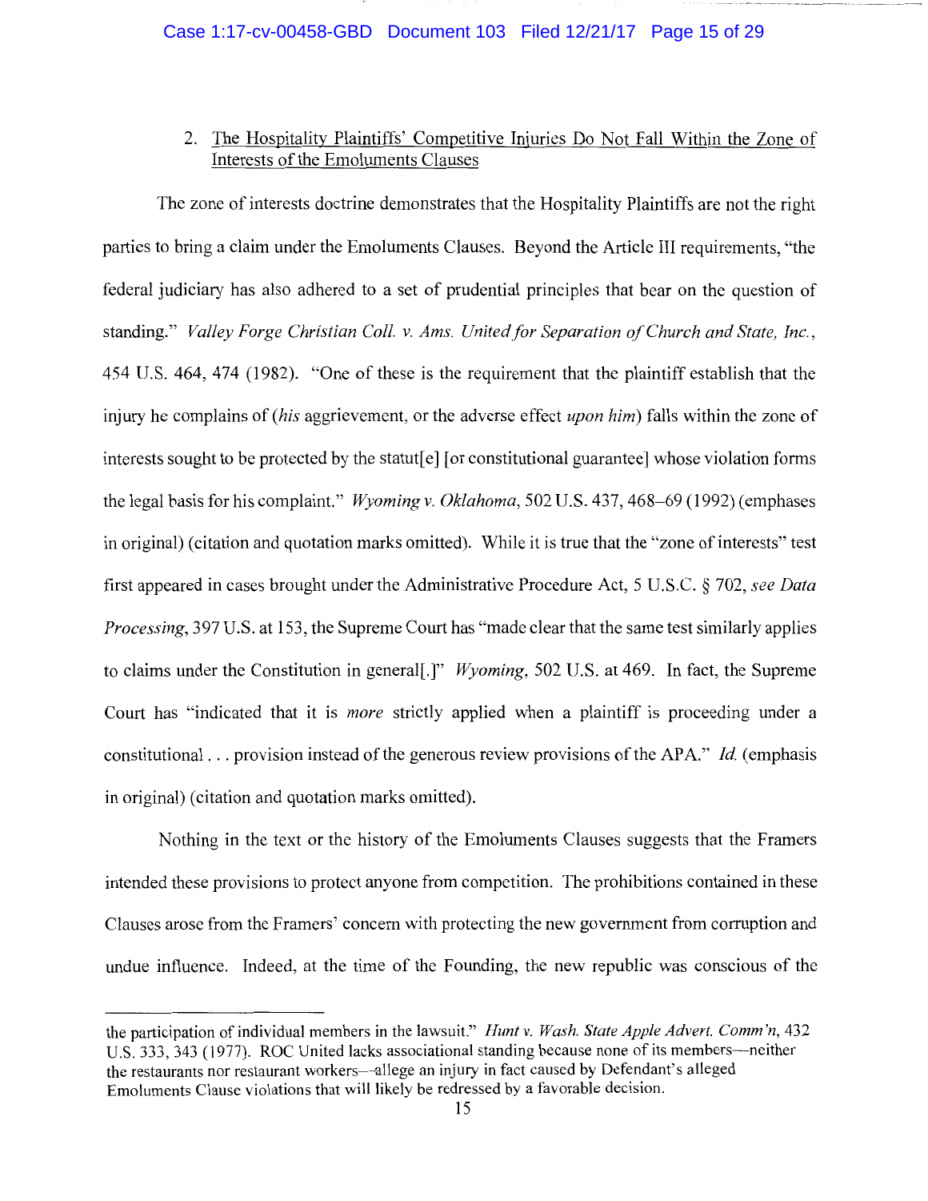2. <u>The Hospitality Plaintiffs' Competitive Injuries Do Not Fall Within the Zone of Interests of the Emoluments Clauses</u>

The zone of interests doctrine demonstrates that the Hospitality Plaintiffs are not the right parties to bring a claim under the Emoluments Clauses. Beyond the Article III requirements, "the federal judiciary has also adhered to a set of prudential principles that bear on the question of standing." *Valley Forge Christian Coll. v. Ams. United for Separation of Church and State, Inc.*, 454 U.S. 464, 474 (1982). "One of these is the requirement that the plaintiff establish that the injury he complains of (*his* aggrievement, or the adverse effect *upon him*) falls within the zone of interests sought to be protected by the statut[e] [or constitutional guarantee] whose violation forms the legal basis for his complaint." *Wyoming v. Oklahoma*, 502 U.S. 437, 468–69 (1992) (emphases in original) (citation and quotation marks omitted). While it is true that the "zone of interests" test first appeared in cases brought under the Administrative Procedure Act, 5 U.S.C. § 702, *see Data Processing*, 397 U.S. at 153, the Supreme Court has "made clear that the same test similarly applies to claims under the Constitution in general[.]" *Wyoming*, 502 U.S. at 469. In fact, the Supreme Court has "indicated that it is *more* strictly applied when a plaintiff is proceeding under a constitutional . . . provision instead of the generous review provisions of the APA." *Id.* (emphasis in original) (citation and quotation marks omitted).

Nothing in the text or the history of the Emoluments Clauses suggests that the Framers intended these provisions to protect anyone from competition. The prohibitions contained in these Clauses arose from the Framers' concern with protecting the new government from corruption and undue influence. Indeed, at the time of the Founding, the new republic was conscious of the

---

the participation of individual members in the lawsuit." *Hunt v. Wash. State Apple Advert. Comm'n*, 432 U.S. 333, 343 (1977). ROC United lacks associational standing because none of its members—neither the restaurants nor restaurant workers—allege an injury in fact caused by Defendant's alleged Emoluments Clause violations that will likely be redressed by a favorable decision.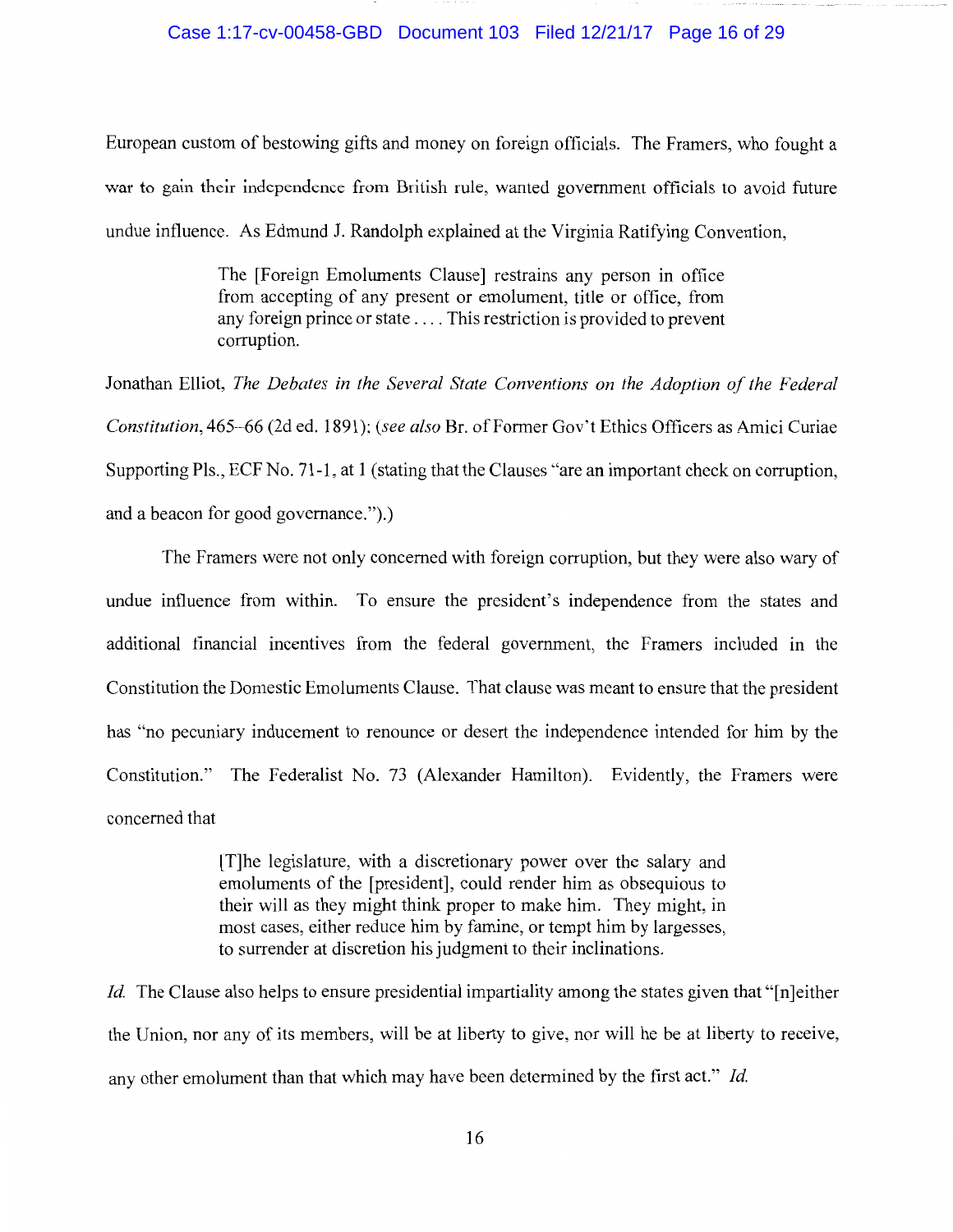European custom of bestowing gifts and money on foreign officials. The Framers, who fought a war to gain their independence from British rule, wanted government officials to avoid future undue influence. As Edmund J. Randolph explained at the Virginia Ratifying Convention,

> The [Foreign Emoluments Clause] restrains any person in office from accepting of any present or emolument, title or office, from any foreign prince or state . . . . This restriction is provided to prevent corruption.

Jonathan Elliot, *The Debates in the Several State Conventions on the Adoption of the Federal Constitution*, 465–66 (2d ed. 1891); (*see also* Br. of Former Gov't Ethics Officers as Amici Curiae Supporting Pls., ECF No. 71-1, at 1 (stating that the Clauses "are an important check on corruption, and a beacon for good governance.").)

The Framers were not only concerned with foreign corruption, but they were also wary of undue influence from within. To ensure the president's independence from the states and additional financial incentives from the federal government, the Framers included in the Constitution the Domestic Emoluments Clause. That clause was meant to ensure that the president has "no pecuniary inducement to renounce or desert the independence intended for him by the Constitution." The Federalist No. 73 (Alexander Hamilton). Evidently, the Framers were concerned that

> [T]he legislature, with a discretionary power over the salary and emoluments of the [president], could render him as obsequious to their will as they might think proper to make him. They might, in most cases, either reduce him by famine, or tempt him by largesses, to surrender at discretion his judgment to their inclinations.

*Id.* The Clause also helps to ensure presidential impartiality among the states given that "[n]either the Union, nor any of its members, will be at liberty to give, nor will he be at liberty to receive, any other emolument than that which may have been determined by the first act." *Id.*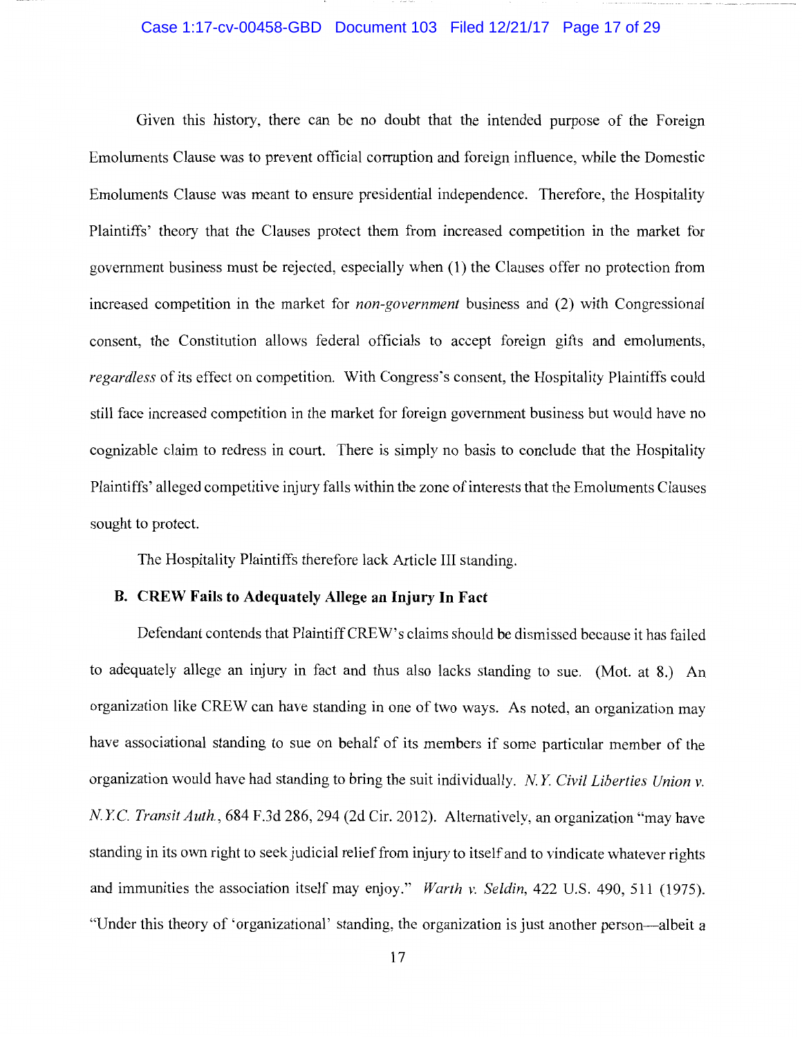Given this history, there can be no doubt that the intended purpose of the Foreign Emoluments Clause was to prevent official corruption and foreign influence, while the Domestic Emoluments Clause was meant to ensure presidential independence. Therefore, the Hospitality Plaintiffs' theory that the Clauses protect them from increased competition in the market for government business must be rejected, especially when (1) the Clauses offer no protection from increased competition in the market for *non-government* business and (2) with Congressional consent, the Constitution allows federal officials to accept foreign gifts and emoluments, *regardless* of its effect on competition. With Congress's consent, the Hospitality Plaintiffs could still face increased competition in the market for foreign government business but would have no cognizable claim to redress in court. There is simply no basis to conclude that the Hospitality Plaintiffs' alleged competitive injury falls within the zone of interests that the Emoluments Clauses sought to protect.

The Hospitality Plaintiffs therefore lack Article III standing.

### B. CREW Fails to Adequately Allege an Injury In Fact

Defendant contends that Plaintiff CREW's claims should be dismissed because it has failed to adequately allege an injury in fact and thus also lacks standing to sue. (Mot. at 8.) An organization like CREW can have standing in one of two ways. As noted, an organization may have associational standing to sue on behalf of its members if some particular member of the organization would have had standing to bring the suit individually. *N.Y. Civil Liberties Union v. N.Y.C. Transit Auth.*, 684 F.3d 286, 294 (2d Cir. 2012). Alternatively, an organization "may have standing in its own right to seek judicial relief from injury to itself and to vindicate whatever rights and immunities the association itself may enjoy." *Warth v. Seldin*, 422 U.S. 490, 511 (1975). "Under this theory of 'organizational' standing, the organization is just another person—albeit a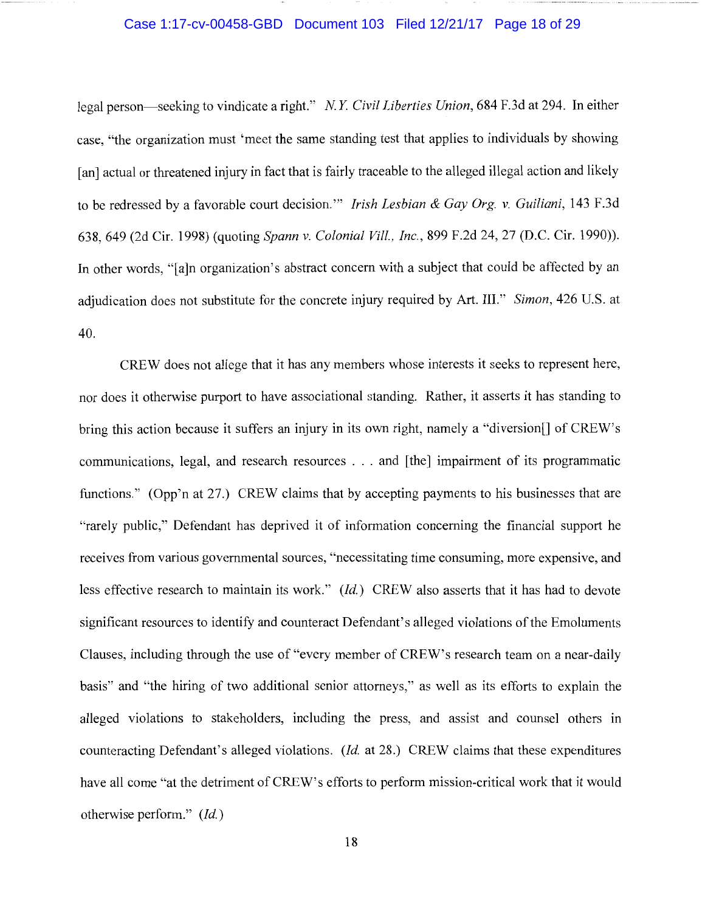legal person—seeking to vindicate a right." *N.Y. Civil Liberties Union*, 684 F.3d at 294. In either case, "the organization must 'meet the same standing test that applies to individuals by showing [an] actual or threatened injury in fact that is fairly traceable to the alleged illegal action and likely to be redressed by a favorable court decision.'" *Irish Lesbian & Gay Org. v. Guiliani*, 143 F.3d 638, 649 (2d Cir. 1998) (quoting *Spann v. Colonial Vill., Inc.*, 899 F.2d 24, 27 (D.C. Cir. 1990)). In other words, "[a]n organization's abstract concern with a subject that could be affected by an adjudication does not substitute for the concrete injury required by Art. III." *Simon*, 426 U.S. at 40.

CREW does not allege that it has any members whose interests it seeks to represent here, nor does it otherwise purport to have associational standing. Rather, it asserts it has standing to bring this action because it suffers an injury in its own right, namely a "diversion[] of CREW's communications, legal, and research resources . . . and [the] impairment of its programmatic functions." (Opp'n at 27.) CREW claims that by accepting payments to his businesses that are "rarely public," Defendant has deprived it of information concerning the financial support he receives from various governmental sources, "necessitating time consuming, more expensive, and less effective research to maintain its work." (*Id.*) CREW also asserts that it has had to devote significant resources to identify and counteract Defendant's alleged violations of the Emoluments Clauses, including through the use of "every member of CREW's research team on a near-daily basis" and "the hiring of two additional senior attorneys," as well as its efforts to explain the alleged violations to stakeholders, including the press, and assist and counsel others in counteracting Defendant's alleged violations. (*Id.* at 28.) CREW claims that these expenditures have all come "at the detriment of CREW's efforts to perform mission-critical work that it would otherwise perform." (*Id.*)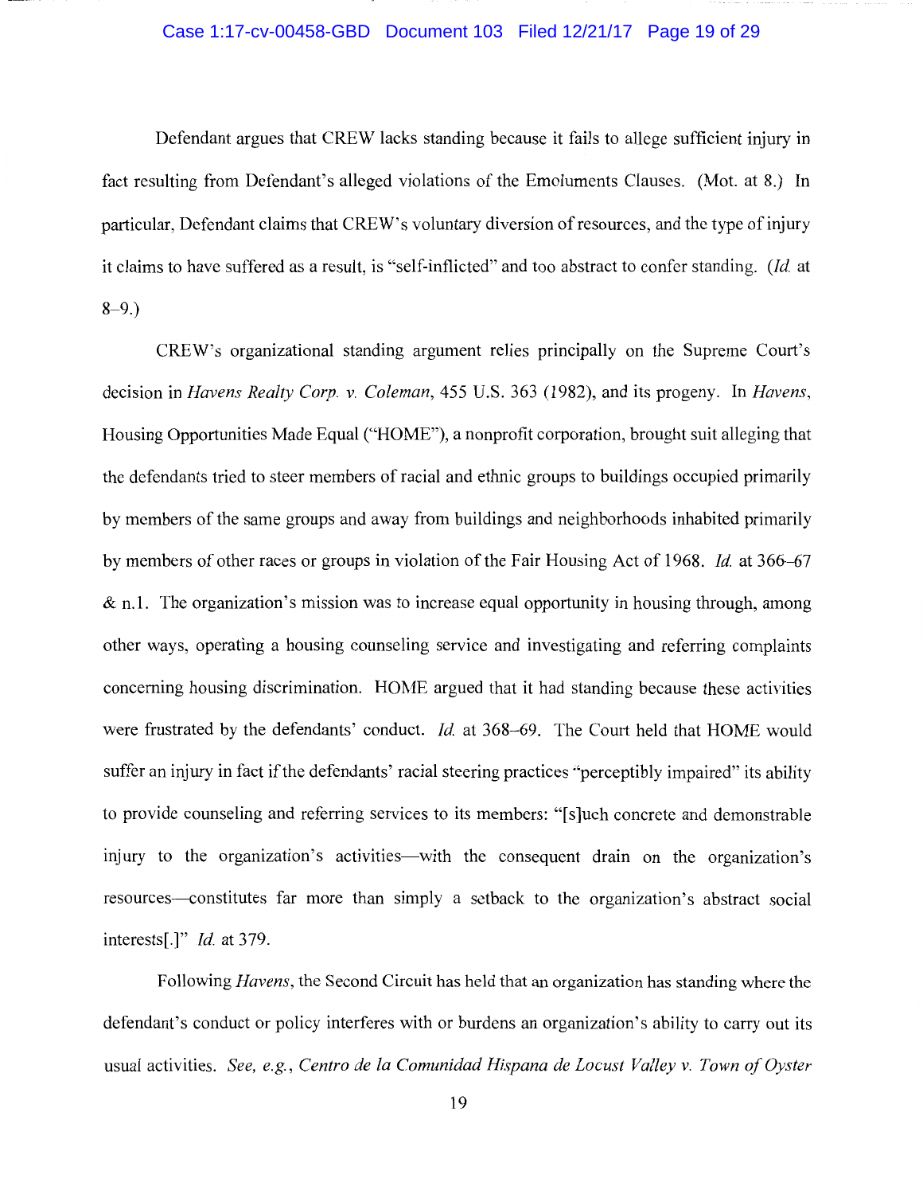Defendant argues that CREW lacks standing because it fails to allege sufficient injury in fact resulting from Defendant's alleged violations of the Emoluments Clauses. (Mot. at 8.) In particular, Defendant claims that CREW's voluntary diversion of resources, and the type of injury it claims to have suffered as a result, is "self-inflicted" and too abstract to confer standing. (*Id.* at 8–9.)

CREW's organizational standing argument relies principally on the Supreme Court's decision in *Havens Realty Corp. v. Coleman*, 455 U.S. 363 (1982), and its progeny. In *Havens*, Housing Opportunities Made Equal ("HOME"), a nonprofit corporation, brought suit alleging that the defendants tried to steer members of racial and ethnic groups to buildings occupied primarily by members of the same groups and away from buildings and neighborhoods inhabited primarily by members of other races or groups in violation of the Fair Housing Act of 1968. *Id.* at 366–67 & n.1. The organization's mission was to increase equal opportunity in housing through, among other ways, operating a housing counseling service and investigating and referring complaints concerning housing discrimination. HOME argued that it had standing because these activities were frustrated by the defendants' conduct. *Id.* at 368–69. The Court held that HOME would suffer an injury in fact if the defendants' racial steering practices "perceptibly impaired" its ability to provide counseling and referring services to its members: "[s]uch concrete and demonstrable injury to the organization's activities—with the consequent drain on the organization's resources—constitutes far more than simply a setback to the organization's abstract social interests[.]" *Id.* at 379.

Following *Havens*, the Second Circuit has held that an organization has standing where the defendant's conduct or policy interferes with or burdens an organization's ability to carry out its usual activities. *See, e.g.*, *Centro de la Comunidad Hispana de Locust Valley v. Town of Oyster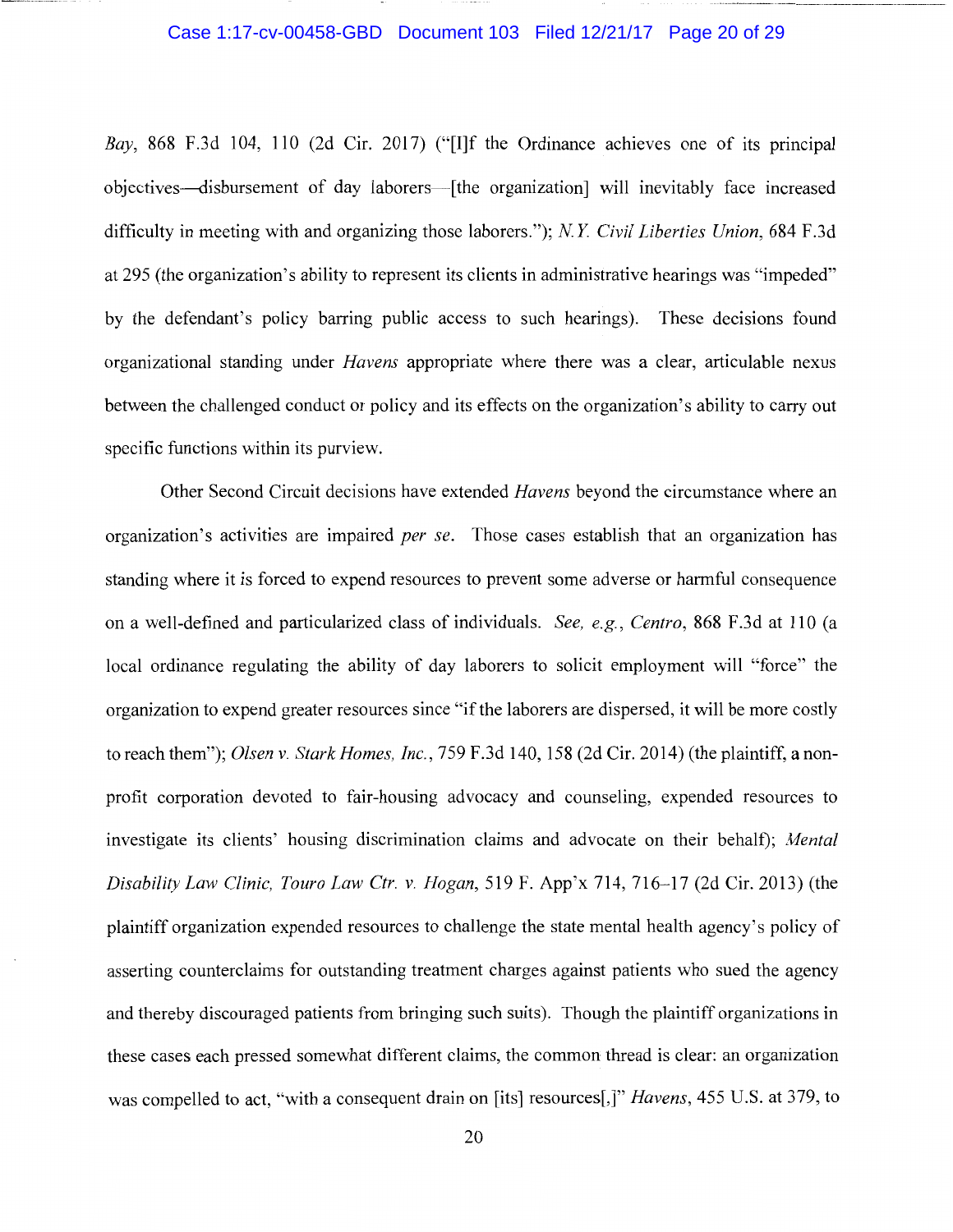*Bay*, 868 F.3d 104, 110 (2d Cir. 2017) ("[I]f the Ordinance achieves one of its principal objectives—disbursement of day laborers—[the organization] will inevitably face increased difficulty in meeting with and organizing those laborers."); *N.Y. Civil Liberties Union*, 684 F.3d at 295 (the organization's ability to represent its clients in administrative hearings was "impeded" by the defendant's policy barring public access to such hearings). These decisions found organizational standing under *Havens* appropriate where there was a clear, articulable nexus between the challenged conduct or policy and its effects on the organization's ability to carry out specific functions within its purview.

Other Second Circuit decisions have extended *Havens* beyond the circumstance where an organization's activities are impaired *per se*. Those cases establish that an organization has standing where it is forced to expend resources to prevent some adverse or harmful consequence on a well-defined and particularized class of individuals. *See, e.g.*, *Centro*, 868 F.3d at 110 (a local ordinance regulating the ability of day laborers to solicit employment will "force" the organization to expend greater resources since "if the laborers are dispersed, it will be more costly to reach them"); *Olsen v. Stark Homes, Inc.*, 759 F.3d 140, 158 (2d Cir. 2014) (the plaintiff, a non-profit corporation devoted to fair-housing advocacy and counseling, expended resources to investigate its clients' housing discrimination claims and advocate on their behalf); *Mental Disability Law Clinic, Touro Law Ctr. v. Hogan*, 519 F. App'x 714, 716–17 (2d Cir. 2013) (the plaintiff organization expended resources to challenge the state mental health agency's policy of asserting counterclaims for outstanding treatment charges against patients who sued the agency and thereby discouraged patients from bringing such suits). Though the plaintiff organizations in these cases each pressed somewhat different claims, the common thread is clear: an organization was compelled to act, "with a consequent drain on [its] resources[,]" *Havens*, 455 U.S. at 379, to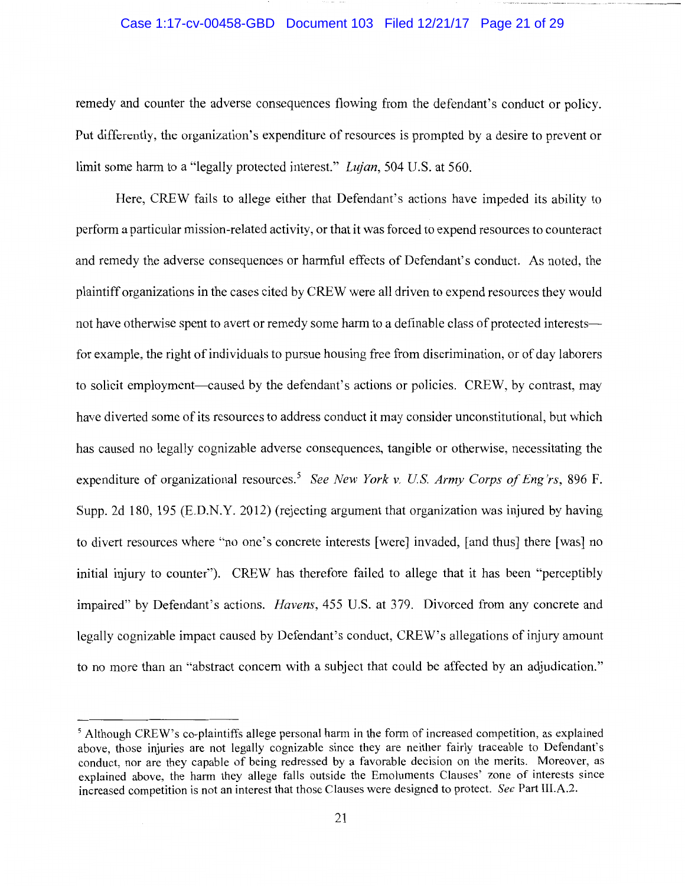remedy and counter the adverse consequences flowing from the defendant's conduct or policy. Put differently, the organization's expenditure of resources is prompted by a desire to prevent or limit some harm to a "legally protected interest." *Lujan*, 504 U.S. at 560.

Here, CREW fails to allege either that Defendant's actions have impeded its ability to perform a particular mission-related activity, or that it was forced to expend resources to counteract and remedy the adverse consequences or harmful effects of Defendant's conduct. As noted, the plaintiff organizations in the cases cited by CREW were all driven to expend resources they would not have otherwise spent to avert or remedy some harm to a definable class of protected interests—for example, the right of individuals to pursue housing free from discrimination, or of day laborers to solicit employment—caused by the defendant's actions or policies. CREW, by contrast, may have diverted some of its resources to address conduct it may consider unconstitutional, but which has caused no legally cognizable adverse consequences, tangible or otherwise, necessitating the expenditure of organizational resources.[5] *See New York v. U.S. Army Corps of Eng'rs*, 896 F. Supp. 2d 180, 195 (E.D.N.Y. 2012) (rejecting argument that organization was injured by having to divert resources where "no one's concrete interests [were] invaded, [and thus] there [was] no initial injury to counter"). CREW has therefore failed to allege that it has been "perceptibly impaired" by Defendant's actions. *Havens*, 455 U.S. at 379. Divorced from any concrete and legally cognizable impact caused by Defendant's conduct, CREW's allegations of injury amount to no more than an "abstract concern with a subject that could be affected by an adjudication."

---

[5] Although CREW's co-plaintiffs allege personal harm in the form of increased competition, as explained above, those injuries are not legally cognizable since they are neither fairly traceable to Defendant's conduct, nor are they capable of being redressed by a favorable decision on the merits. Moreover, as explained above, the harm they allege falls outside the Emoluments Clauses' zone of interests since increased competition is not an interest that those Clauses were designed to protect. *See* Part III.A.2.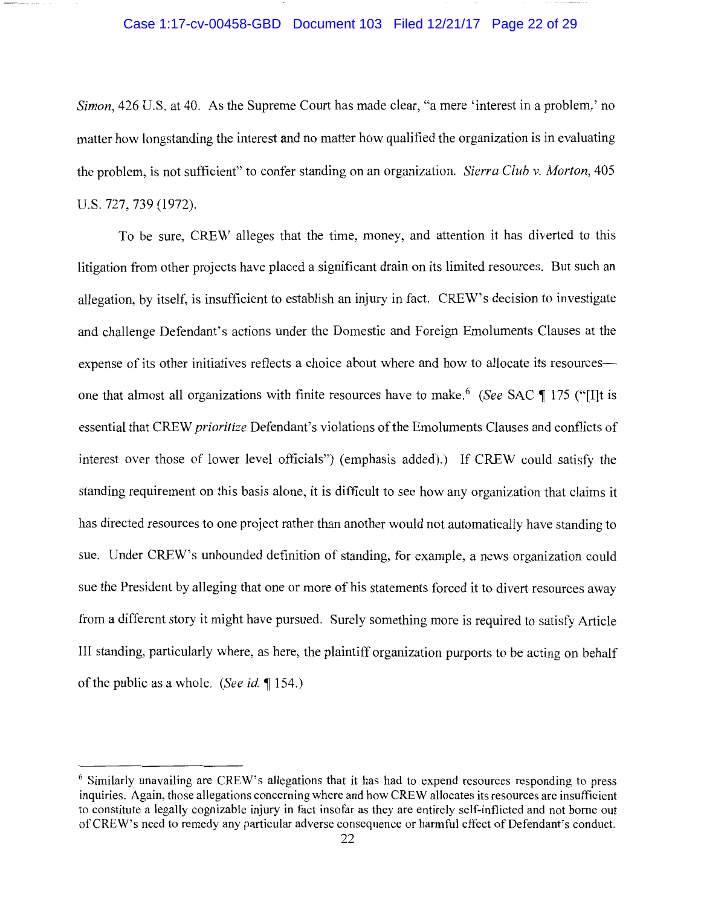*Simon*, 426 U.S. at 40. As the Supreme Court has made clear, "a mere 'interest in a problem,' no matter how longstanding the interest and no matter how qualified the organization is in evaluating the problem, is not sufficient" to confer standing on an organization. *Sierra Club v. Morton*, 405 U.S. 727, 739 (1972).

To be sure, CREW alleges that the time, money, and attention it has diverted to this litigation from other projects have placed a significant drain on its limited resources. But such an allegation, by itself, is insufficient to establish an injury in fact. CREW's decision to investigate and challenge Defendant's actions under the Domestic and Foreign Emoluments Clauses at the expense of its other initiatives reflects a choice about where and how to allocate its resources—one that almost all organizations with finite resources have to make.[6] (*See* SAC ¶ 175 ("[I]t is essential that CREW *prioritize* Defendant's violations of the Emoluments Clauses and conflicts of interest over those of lower level officials") (emphasis added).) If CREW could satisfy the standing requirement on this basis alone, it is difficult to see how any organization that claims it has directed resources to one project rather than another would not automatically have standing to sue. Under CREW's unbounded definition of standing, for example, a news organization could sue the President by alleging that one or more of his statements forced it to divert resources away from a different story it might have pursued. Surely something more is required to satisfy Article III standing, particularly where, as here, the plaintiff organization purports to be acting on behalf of the public as a whole. (*See id.* ¶ 154.)

---

[6] Similarly unavailing are CREW's allegations that it has had to expend resources responding to press inquiries. Again, those allegations concerning where and how CREW allocates its resources are insufficient to constitute a legally cognizable injury in fact insofar as they are entirely self-inflicted and not borne out of CREW's need to remedy any particular adverse consequence or harmful effect of Defendant's conduct.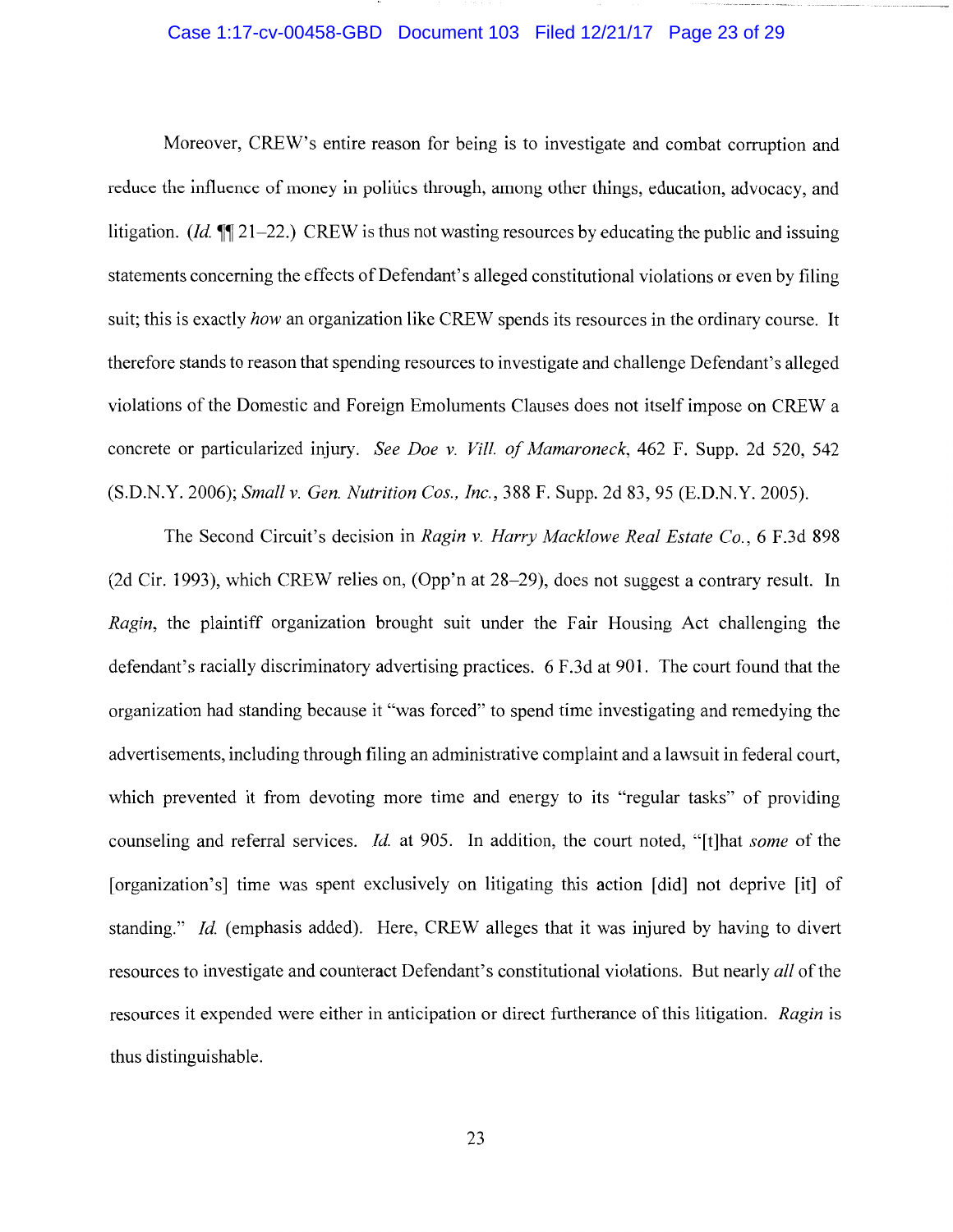Moreover, CREW's entire reason for being is to investigate and combat corruption and reduce the influence of money in politics through, among other things, education, advocacy, and litigation. (*Id.* ¶¶ 21–22.) CREW is thus not wasting resources by educating the public and issuing statements concerning the effects of Defendant's alleged constitutional violations or even by filing suit; this is exactly *how* an organization like CREW spends its resources in the ordinary course. It therefore stands to reason that spending resources to investigate and challenge Defendant's alleged violations of the Domestic and Foreign Emoluments Clauses does not itself impose on CREW a concrete or particularized injury. *See Doe v. Vill. of Mamaroneck*, 462 F. Supp. 2d 520, 542 (S.D.N.Y. 2006); *Small v. Gen. Nutrition Cos., Inc.*, 388 F. Supp. 2d 83, 95 (E.D.N.Y. 2005).

The Second Circuit's decision in *Ragin v. Harry Macklowe Real Estate Co.*, 6 F.3d 898 (2d Cir. 1993), which CREW relies on, (Opp'n at 28–29), does not suggest a contrary result. In *Ragin*, the plaintiff organization brought suit under the Fair Housing Act challenging the defendant's racially discriminatory advertising practices. 6 F.3d at 901. The court found that the organization had standing because it "was forced" to spend time investigating and remedying the advertisements, including through filing an administrative complaint and a lawsuit in federal court, which prevented it from devoting more time and energy to its "regular tasks" of providing counseling and referral services. *Id.* at 905. In addition, the court noted, "[t]hat *some* of the [organization's] time was spent exclusively on litigating this action [did] not deprive [it] of standing." *Id.* (emphasis added). Here, CREW alleges that it was injured by having to divert resources to investigate and counteract Defendant's constitutional violations. But nearly *all* of the resources it expended were either in anticipation or direct furtherance of this litigation. *Ragin* is thus distinguishable.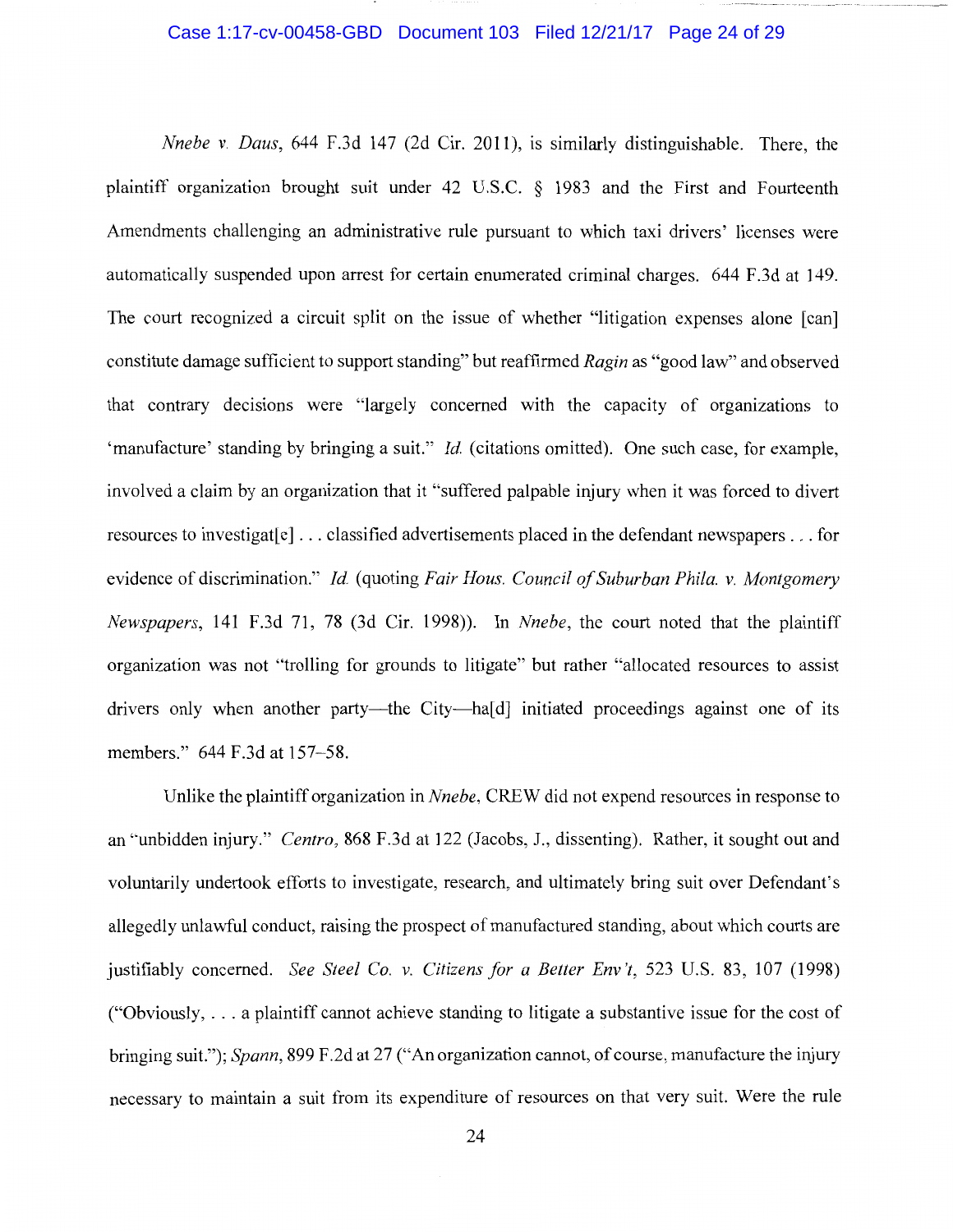*Nnebe v. Daus*, 644 F.3d 147 (2d Cir. 2011), is similarly distinguishable. There, the plaintiff organization brought suit under 42 U.S.C. § 1983 and the First and Fourteenth Amendments challenging an administrative rule pursuant to which taxi drivers' licenses were automatically suspended upon arrest for certain enumerated criminal charges. 644 F.3d at 149. The court recognized a circuit split on the issue of whether "litigation expenses alone [can] constitute damage sufficient to support standing" but reaffirmed *Ragin* as "good law" and observed that contrary decisions were "largely concerned with the capacity of organizations to 'manufacture' standing by bringing a suit." *Id.* (citations omitted). One such case, for example, involved a claim by an organization that it "suffered palpable injury when it was forced to divert resources to investigat[e] . . . classified advertisements placed in the defendant newspapers . . . for evidence of discrimination." *Id.* (quoting *Fair Hous. Council of Suburban Phila. v. Montgomery Newspapers*, 141 F.3d 71, 78 (3d Cir. 1998)). In *Nnebe*, the court noted that the plaintiff organization was not "trolling for grounds to litigate" but rather "allocated resources to assist drivers only when another party—the City—ha[d] initiated proceedings against one of its members." 644 F.3d at 157–58.

Unlike the plaintiff organization in *Nnebe*, CREW did not expend resources in response to an "unbidden injury." *Centro*, 868 F.3d at 122 (Jacobs, J., dissenting). Rather, it sought out and voluntarily undertook efforts to investigate, research, and ultimately bring suit over Defendant's allegedly unlawful conduct, raising the prospect of manufactured standing, about which courts are justifiably concerned. *See Steel Co. v. Citizens for a Better Env't*, 523 U.S. 83, 107 (1998) ("Obviously, . . . a plaintiff cannot achieve standing to litigate a substantive issue for the cost of bringing suit."); *Spann*, 899 F.2d at 27 ("An organization cannot, of course, manufacture the injury necessary to maintain a suit from its expenditure of resources on that very suit. Were the rule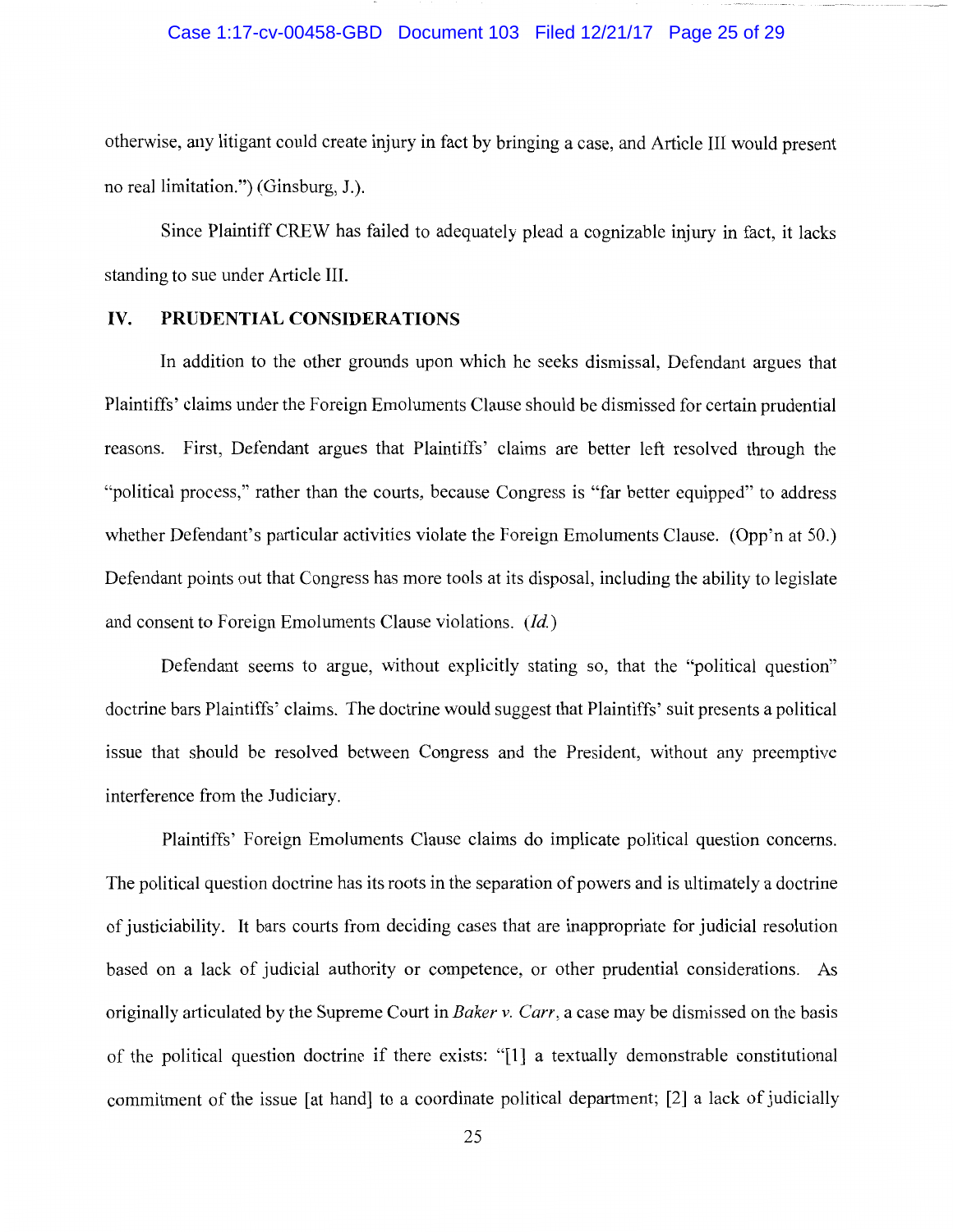otherwise, any litigant could create injury in fact by bringing a case, and Article III would present no real limitation.") (Ginsburg, J.).

Since Plaintiff CREW has failed to adequately plead a cognizable injury in fact, it lacks standing to sue under Article III.

## IV. PRUDENTIAL CONSIDERATIONS

In addition to the other grounds upon which he seeks dismissal, Defendant argues that Plaintiffs' claims under the Foreign Emoluments Clause should be dismissed for certain prudential reasons. First, Defendant argues that Plaintiffs' claims are better left resolved through the "political process," rather than the courts, because Congress is "far better equipped" to address whether Defendant's particular activities violate the Foreign Emoluments Clause. (Opp'n at 50.) Defendant points out that Congress has more tools at its disposal, including the ability to legislate and consent to Foreign Emoluments Clause violations. (*Id.*)

Defendant seems to argue, without explicitly stating so, that the "political question" doctrine bars Plaintiffs' claims. The doctrine would suggest that Plaintiffs' suit presents a political issue that should be resolved between Congress and the President, without any preemptive interference from the Judiciary.

Plaintiffs' Foreign Emoluments Clause claims do implicate political question concerns. The political question doctrine has its roots in the separation of powers and is ultimately a doctrine of justiciability. It bars courts from deciding cases that are inappropriate for judicial resolution based on a lack of judicial authority or competence, or other prudential considerations. As originally articulated by the Supreme Court in *Baker v. Carr*, a case may be dismissed on the basis of the political question doctrine if there exists: "[1] a textually demonstrable constitutional commitment of the issue [at hand] to a coordinate political department; [2] a lack of judicially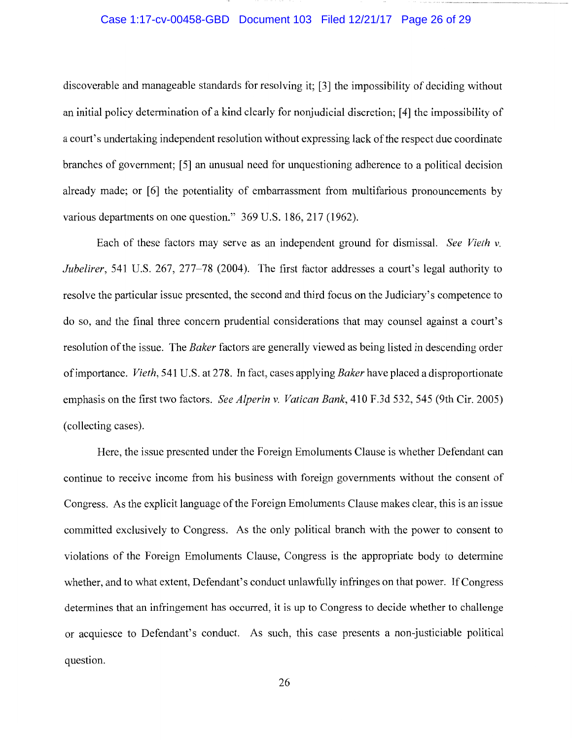discoverable and manageable standards for resolving it; [3] the impossibility of deciding without an initial policy determination of a kind clearly for nonjudicial discretion; [4] the impossibility of a court's undertaking independent resolution without expressing lack of the respect due coordinate branches of government; [5] an unusual need for unquestioning adherence to a political decision already made; or [6] the potentiality of embarrassment from multifarious pronouncements by various departments on one question." 369 U.S. 186, 217 (1962).

Each of these factors may serve as an independent ground for dismissal. *See Vieth v. Jubelirer*, 541 U.S. 267, 277–78 (2004). The first factor addresses a court's legal authority to resolve the particular issue presented, the second and third focus on the Judiciary's competence to do so, and the final three concern prudential considerations that may counsel against a court's resolution of the issue. The *Baker* factors are generally viewed as being listed in descending order of importance. *Vieth*, 541 U.S. at 278. In fact, cases applying *Baker* have placed a disproportionate emphasis on the first two factors. *See Alperin v. Vatican Bank*, 410 F.3d 532, 545 (9th Cir. 2005) (collecting cases).

Here, the issue presented under the Foreign Emoluments Clause is whether Defendant can continue to receive income from his business with foreign governments without the consent of Congress. As the explicit language of the Foreign Emoluments Clause makes clear, this is an issue committed exclusively to Congress. As the only political branch with the power to consent to violations of the Foreign Emoluments Clause, Congress is the appropriate body to determine whether, and to what extent, Defendant's conduct unlawfully infringes on that power. If Congress determines that an infringement has occurred, it is up to Congress to decide whether to challenge or acquiesce to Defendant's conduct. As such, this case presents a non-justiciable political question.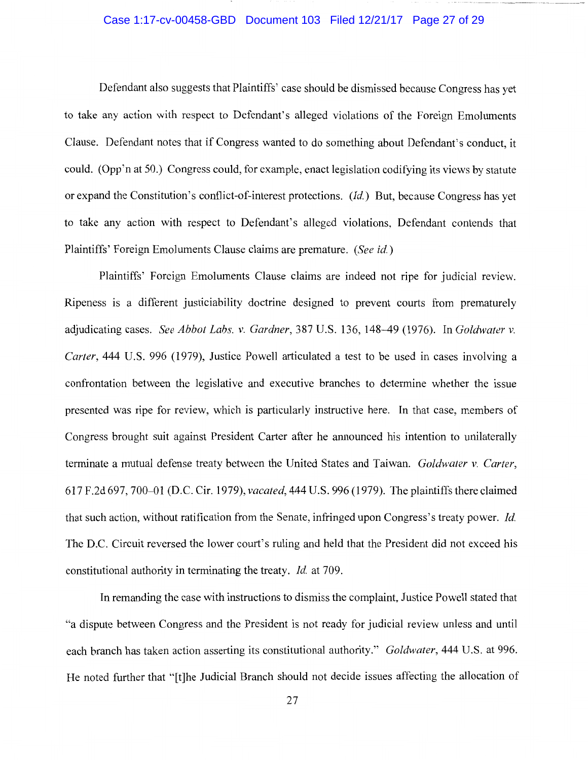Defendant also suggests that Plaintiffs' case should be dismissed because Congress has yet to take any action with respect to Defendant's alleged violations of the Foreign Emoluments Clause. Defendant notes that if Congress wanted to do something about Defendant's conduct, it could. (Opp'n at 50.) Congress could, for example, enact legislation codifying its views by statute or expand the Constitution's conflict-of-interest protections. (*Id.*) But, because Congress has yet to take any action with respect to Defendant's alleged violations, Defendant contends that Plaintiffs' Foreign Emoluments Clause claims are premature. (*See id.*)

Plaintiffs' Foreign Emoluments Clause claims are indeed not ripe for judicial review. Ripeness is a different justiciability doctrine designed to prevent courts from prematurely adjudicating cases. *See Abbot Labs. v. Gardner*, 387 U.S. 136, 148–49 (1976). In *Goldwater v. Carter*, 444 U.S. 996 (1979), Justice Powell articulated a test to be used in cases involving a confrontation between the legislative and executive branches to determine whether the issue presented was ripe for review, which is particularly instructive here. In that case, members of Congress brought suit against President Carter after he announced his intention to unilaterally terminate a mutual defense treaty between the United States and Taiwan. *Goldwater v. Carter*, 617 F.2d 697, 700–01 (D.C. Cir. 1979), *vacated*, 444 U.S. 996 (1979). The plaintiffs there claimed that such action, without ratification from the Senate, infringed upon Congress's treaty power. *Id.* The D.C. Circuit reversed the lower court's ruling and held that the President did not exceed his constitutional authority in terminating the treaty. *Id.* at 709.

In remanding the case with instructions to dismiss the complaint, Justice Powell stated that "a dispute between Congress and the President is not ready for judicial review unless and until each branch has taken action asserting its constitutional authority." *Goldwater*, 444 U.S. at 996. He noted further that "[t]he Judicial Branch should not decide issues affecting the allocation of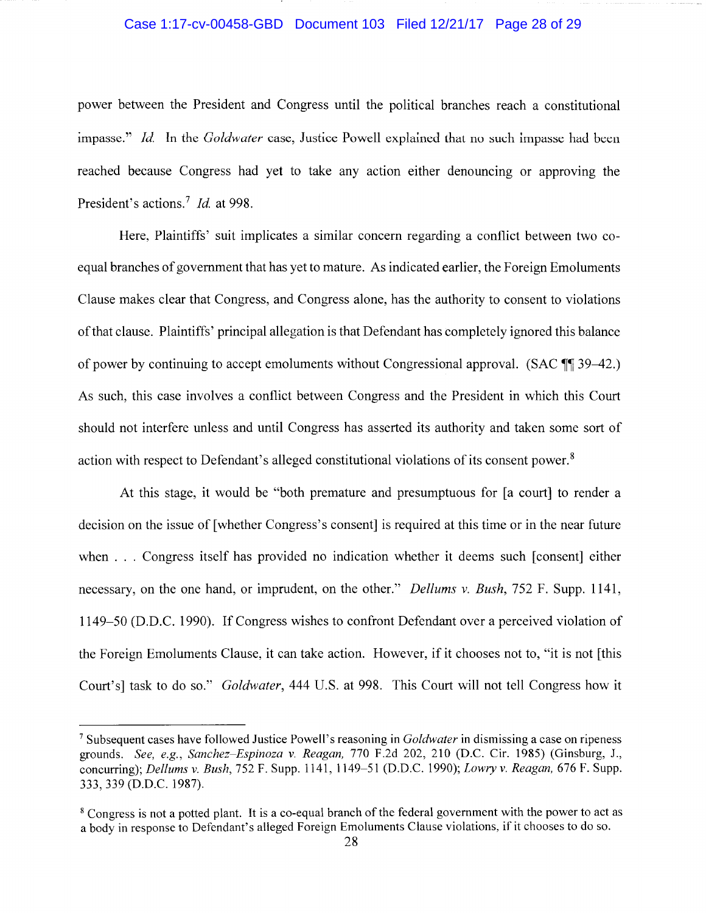power between the President and Congress until the political branches reach a constitutional impasse." *Id.* In the *Goldwater* case, Justice Powell explained that no such impasse had been reached because Congress had yet to take any action either denouncing or approving the President's actions.[7] *Id.* at 998.

Here, Plaintiffs' suit implicates a similar concern regarding a conflict between two co-equal branches of government that has yet to mature. As indicated earlier, the Foreign Emoluments Clause makes clear that Congress, and Congress alone, has the authority to consent to violations of that clause. Plaintiffs' principal allegation is that Defendant has completely ignored this balance of power by continuing to accept emoluments without Congressional approval. (SAC ¶¶ 39–42.) As such, this case involves a conflict between Congress and the President in which this Court should not interfere unless and until Congress has asserted its authority and taken some sort of action with respect to Defendant's alleged constitutional violations of its consent power.[8]

At this stage, it would be "both premature and presumptuous for [a court] to render a decision on the issue of [whether Congress's consent] is required at this time or in the near future when . . . Congress itself has provided no indication whether it deems such [consent] either necessary, on the one hand, or imprudent, on the other." *Dellums v. Bush*, 752 F. Supp. 1141, 1149–50 (D.D.C. 1990). If Congress wishes to confront Defendant over a perceived violation of the Foreign Emoluments Clause, it can take action. However, if it chooses not to, "it is not [this Court's] task to do so." *Goldwater*, 444 U.S. at 998. This Court will not tell Congress how it

---

[7] Subsequent cases have followed Justice Powell's reasoning in *Goldwater* in dismissing a case on ripeness grounds. *See, e.g., Sanchez-Espinoza v. Reagan*, 770 F.2d 202, 210 (D.C. Cir. 1985) (Ginsburg, J., concurring); *Dellums v. Bush*, 752 F. Supp. 1141, 1149–51 (D.D.C. 1990); *Lowry v. Reagan*, 676 F. Supp. 333, 339 (D.D.C. 1987).

[8] Congress is not a potted plant. It is a co-equal branch of the federal government with the power to act as a body in response to Defendant's alleged Foreign Emoluments Clause violations, if it chooses to do so.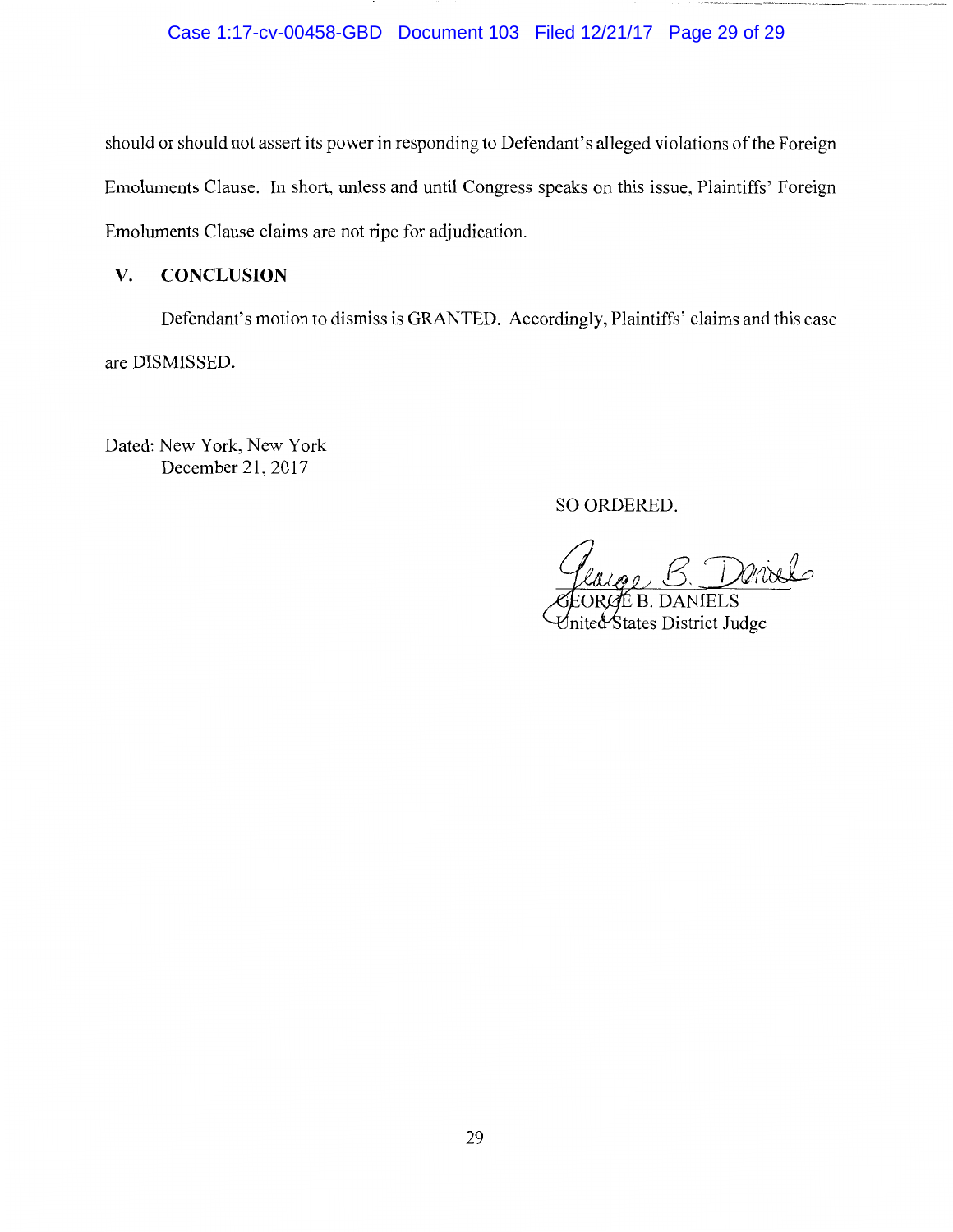should or should not assert its power in responding to Defendant's alleged violations of the Foreign Emoluments Clause. In short, unless and until Congress speaks on this issue, Plaintiffs' Foreign Emoluments Clause claims are not ripe for adjudication.

## V. CONCLUSION

Defendant's motion to dismiss is GRANTED. Accordingly, Plaintiffs' claims and this case are DISMISSED.

Dated: New York, New York
December 21, 2017

SO ORDERED.

GEORGE B. DANIELS
United States District Judge